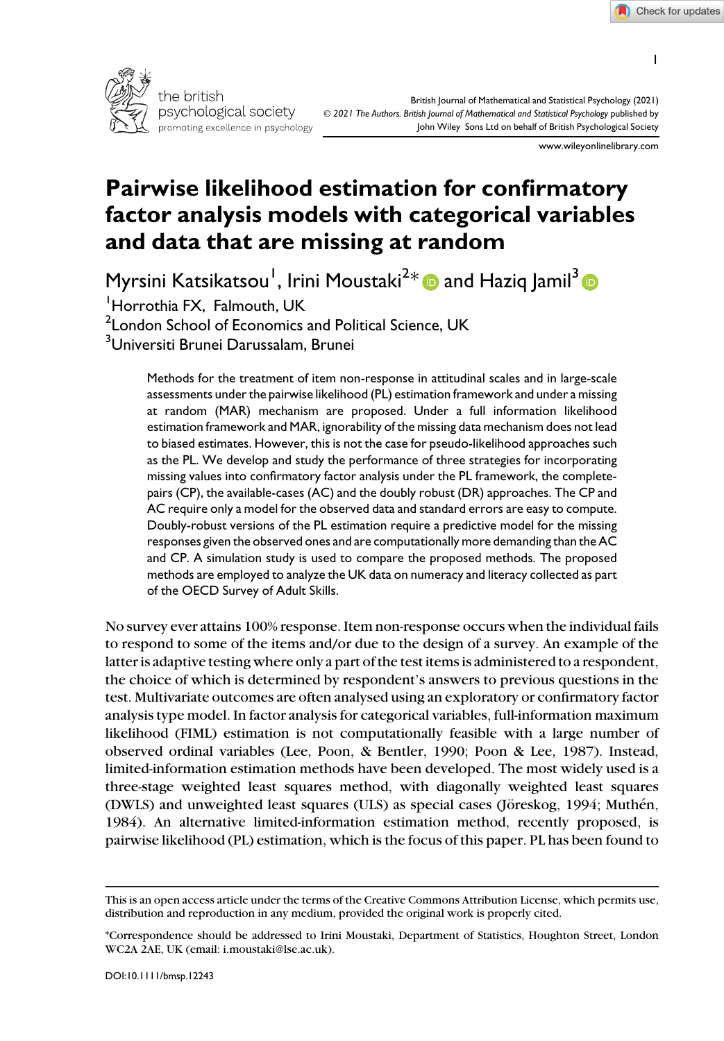# Pairwise likelihood estimation for confirmatory factor analysis models with categorical variables and data that are missing at random

Myrsini Katsikatsou[1], Irini Moustaki[2]* and Haziq Jamil[3]

[1]Horrothia FX, Falmouth, UK

[2]London School of Economics and Political Science, UK

[3]Universiti Brunei Darussalam, Brunei

Methods for the treatment of item non-response in attitudinal scales and in large-scale assessments under the pairwise likelihood (PL) estimation framework and under a missing at random (MAR) mechanism are proposed. Under a full information likelihood estimation framework and MAR, ignorability of the missing data mechanism does not lead to biased estimates. However, this is not the case for pseudo-likelihood approaches such as the PL. We develop and study the performance of three strategies for incorporating missing values into confirmatory factor analysis under the PL framework, the complete-pairs (CP), the available-cases (AC) and the doubly robust (DR) approaches. The CP and AC require only a model for the observed data and standard errors are easy to compute. Doubly-robust versions of the PL estimation require a predictive model for the missing responses given the observed ones and are computationally more demanding than the AC and CP. A simulation study is used to compare the proposed methods. The proposed methods are employed to analyze the UK data on numeracy and literacy collected as part of the OECD Survey of Adult Skills.

No survey ever attains 100% response. Item non-response occurs when the individual fails to respond to some of the items and/or due to the design of a survey. An example of the latter is adaptive testing where only a part of the test items is administered to a respondent, the choice of which is determined by respondent's answers to previous questions in the test. Multivariate outcomes are often analysed using an exploratory or confirmatory factor analysis type model. In factor analysis for categorical variables, full-information maximum likelihood (FIML) estimation is not computationally feasible with a large number of observed ordinal variables (Lee, Poon, & Bentler, 1990; Poon & Lee, 1987). Instead, limited-information estimation methods have been developed. The most widely used is a three-stage weighted least squares method, with diagonally weighted least squares (DWLS) and unweighted least squares (ULS) as special cases (Jöreskog, 1994; Muthén, 1984). An alternative limited-information estimation method, recently proposed, is pairwise likelihood (PL) estimation, which is the focus of this paper. PL has been found to

---

This is an open access article under the terms of the Creative Commons Attribution License, which permits use, distribution and reproduction in any medium, provided the original work is properly cited.

*Correspondence should be addressed to Irini Moustaki, Department of Statistics, Houghton Street, London WC2A 2AE, UK (email: i.moustaki@lse.ac.uk).

DOI:10.1111/bmsp.12243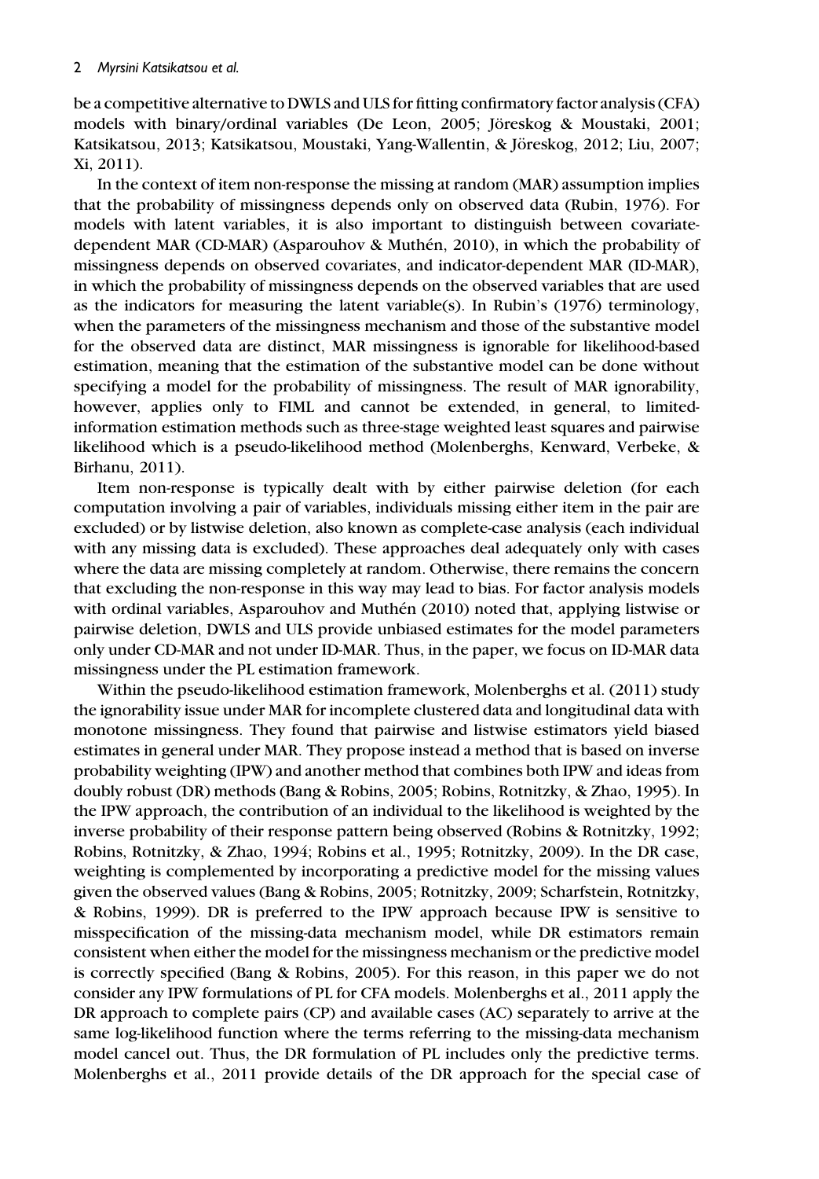be a competitive alternative to DWLS and ULS for fitting confirmatory factor analysis (CFA) models with binary/ordinal variables (De Leon, 2005; Jöreskog & Moustaki, 2001; Katsikatsou, 2013; Katsikatsou, Moustaki, Yang-Wallentin, & Jöreskog, 2012; Liu, 2007; Xi, 2011).

In the context of item non-response the missing at random (MAR) assumption implies that the probability of missingness depends only on observed data (Rubin, 1976). For models with latent variables, it is also important to distinguish between covariate-dependent MAR (CD-MAR) (Asparouhov & Muthén, 2010), in which the probability of missingness depends on observed covariates, and indicator-dependent MAR (ID-MAR), in which the probability of missingness depends on the observed variables that are used as the indicators for measuring the latent variable(s). In Rubin's (1976) terminology, when the parameters of the missingness mechanism and those of the substantive model for the observed data are distinct, MAR missingness is ignorable for likelihood-based estimation, meaning that the estimation of the substantive model can be done without specifying a model for the probability of missingness. The result of MAR ignorability, however, applies only to FIML and cannot be extended, in general, to limited-information estimation methods such as three-stage weighted least squares and pairwise likelihood which is a pseudo-likelihood method (Molenberghs, Kenward, Verbeke, & Birhanu, 2011).

Item non-response is typically dealt with by either pairwise deletion (for each computation involving a pair of variables, individuals missing either item in the pair are excluded) or by listwise deletion, also known as complete-case analysis (each individual with any missing data is excluded). These approaches deal adequately only with cases where the data are missing completely at random. Otherwise, there remains the concern that excluding the non-response in this way may lead to bias. For factor analysis models with ordinal variables, Asparouhov and Muthén (2010) noted that, applying listwise or pairwise deletion, DWLS and ULS provide unbiased estimates for the model parameters only under CD-MAR and not under ID-MAR. Thus, in the paper, we focus on ID-MAR data missingness under the PL estimation framework.

Within the pseudo-likelihood estimation framework, Molenberghs et al. (2011) study the ignorability issue under MAR for incomplete clustered data and longitudinal data with monotone missingness. They found that pairwise and listwise estimators yield biased estimates in general under MAR. They propose instead a method that is based on inverse probability weighting (IPW) and another method that combines both IPW and ideas from doubly robust (DR) methods (Bang & Robins, 2005; Robins, Rotnitzky, & Zhao, 1995). In the IPW approach, the contribution of an individual to the likelihood is weighted by the inverse probability of their response pattern being observed (Robins & Rotnitzky, 1992; Robins, Rotnitzky, & Zhao, 1994; Robins et al., 1995; Rotnitzky, 2009). In the DR case, weighting is complemented by incorporating a predictive model for the missing values given the observed values (Bang & Robins, 2005; Rotnitzky, 2009; Scharfstein, Rotnitzky, & Robins, 1999). DR is preferred to the IPW approach because IPW is sensitive to misspecification of the missing-data mechanism model, while DR estimators remain consistent when either the model for the missingness mechanism or the predictive model is correctly specified (Bang & Robins, 2005). For this reason, in this paper we do not consider any IPW formulations of PL for CFA models. Molenberghs et al., 2011 apply the DR approach to complete pairs (CP) and available cases (AC) separately to arrive at the same log-likelihood function where the terms referring to the missing-data mechanism model cancel out. Thus, the DR formulation of PL includes only the predictive terms. Molenberghs et al., 2011 provide details of the DR approach for the special case of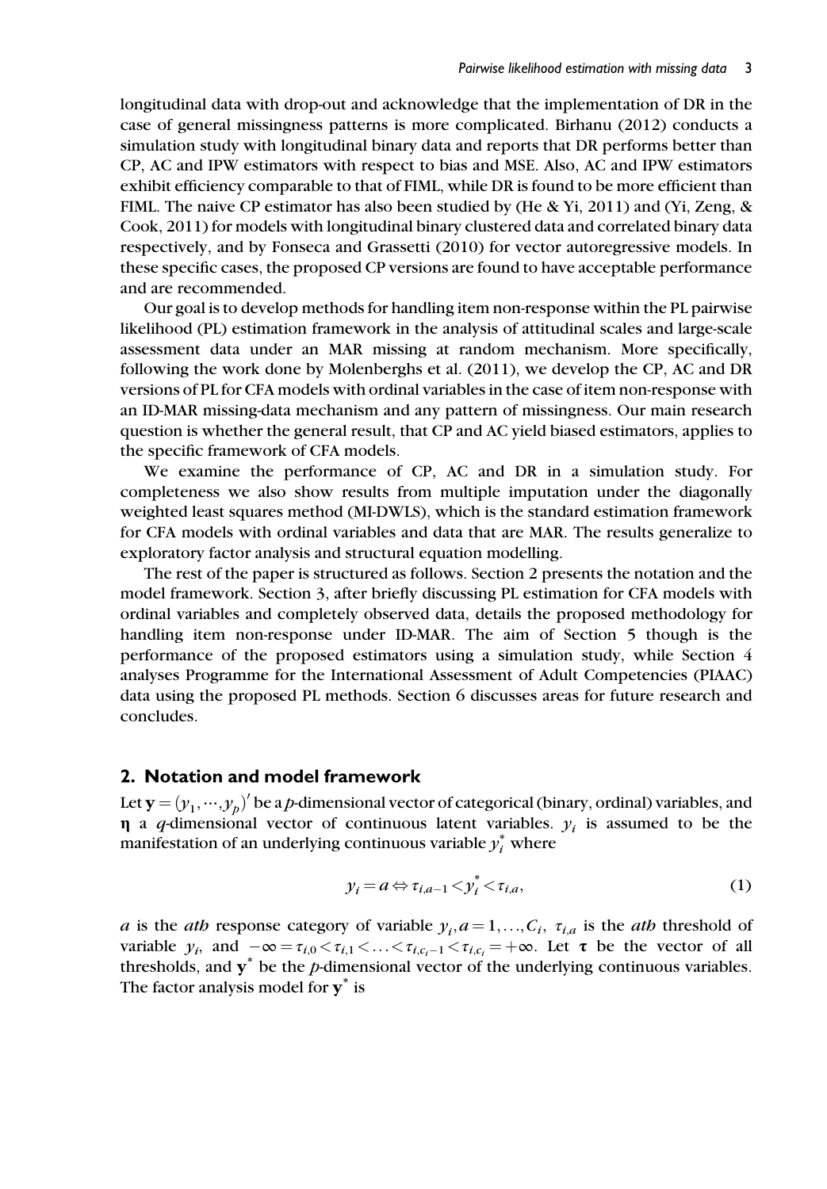longitudinal data with drop-out and acknowledge that the implementation of DR in the case of general missingness patterns is more complicated. Birhanu (2012) conducts a simulation study with longitudinal binary data and reports that DR performs better than CP, AC and IPW estimators with respect to bias and MSE. Also, AC and IPW estimators exhibit efficiency comparable to that of FIML, while DR is found to be more efficient than FIML. The naive CP estimator has also been studied by (He & Yi, 2011) and (Yi, Zeng, & Cook, 2011) for models with longitudinal binary clustered data and correlated binary data respectively, and by Fonseca and Grassetti (2010) for vector autoregressive models. In these specific cases, the proposed CP versions are found to have acceptable performance and are recommended.

Our goal is to develop methods for handling item non-response within the PL pairwise likelihood (PL) estimation framework in the analysis of attitudinal scales and large-scale assessment data under an MAR missing at random mechanism. More specifically, following the work done by Molenberghs et al. (2011), we develop the CP, AC and DR versions of PL for CFA models with ordinal variables in the case of item non-response with an ID-MAR missing-data mechanism and any pattern of missingness. Our main research question is whether the general result, that CP and AC yield biased estimators, applies to the specific framework of CFA models.

We examine the performance of CP, AC and DR in a simulation study. For completeness we also show results from multiple imputation under the diagonally weighted least squares method (MI-DWLS), which is the standard estimation framework for CFA models with ordinal variables and data that are MAR. The results generalize to exploratory factor analysis and structural equation modelling.

The rest of the paper is structured as follows. Section 2 presents the notation and the model framework. Section 3, after briefly discussing PL estimation for CFA models with ordinal variables and completely observed data, details the proposed methodology for handling item non-response under ID-MAR. The aim of Section 5 though is the performance of the proposed estimators using a simulation study, while Section 4 analyses Programme for the International Assessment of Adult Competencies (PIAAC) data using the proposed PL methods. Section 6 discusses areas for future research and concludes.

## 2. Notation and model framework

Let $\mathbf{y} = (y_1, \cdots, y_p)'$ be a $p$-dimensional vector of categorical (binary, ordinal) variables, and $\boldsymbol{\eta}$ a $q$-dimensional vector of continuous latent variables. $y_i$ is assumed to be the manifestation of an underlying continuous variable $y_i^*$ where

$$y_i = a \Leftrightarrow \tau_{i,a-1} < y_i^* < \tau_{i,a}, \tag{1}$$

$a$ is the $a$*th* response category of variable $y_i, a = 1, \ldots, C_i$, $\tau_{i,a}$ is the $a$*th* threshold of variable $y_i$, and $-\infty = \tau_{i,0} < \tau_{i,1} < \ldots < \tau_{i,c_i-1} < \tau_{i,c_i} = +\infty$. Let $\boldsymbol{\tau}$ be the vector of all thresholds, and $\mathbf{y}^*$ be the $p$-dimensional vector of the underlying continuous variables. The factor analysis model for $\mathbf{y}^*$ is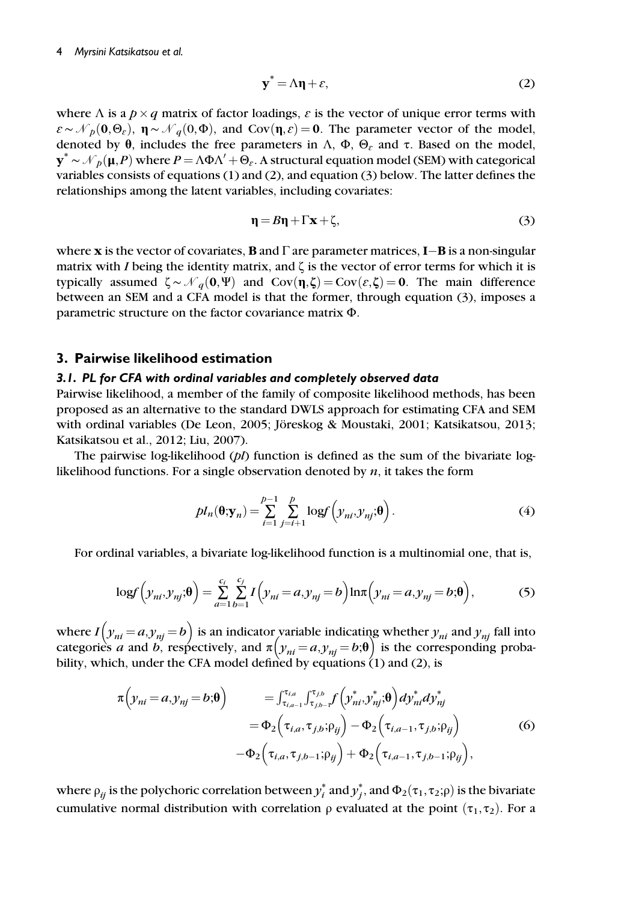$$\mathbf{y}^* = \Lambda \boldsymbol{\eta} + \varepsilon, \tag{2}$$

where $\Lambda$ is a $p \times q$ matrix of factor loadings, $\varepsilon$ is the vector of unique error terms with $\varepsilon \sim \mathcal{N}_p(\mathbf{0}, \Theta_\varepsilon)$, $\boldsymbol{\eta} \sim \mathcal{N}_q(0, \Phi)$, and $\text{Cov}(\boldsymbol{\eta}, \varepsilon) = \mathbf{0}$. The parameter vector of the model, denoted by $\boldsymbol{\theta}$, includes the free parameters in $\Lambda$, $\Phi$, $\Theta_\varepsilon$ and $\tau$. Based on the model, $\mathbf{y}^* \sim \mathcal{N}_p(\boldsymbol{\mu}, P)$ where $P = \Lambda\Phi\Lambda' + \Theta_\varepsilon$. A structural equation model (SEM) with categorical variables consists of equations (1) and (2), and equation (3) below. The latter defines the relationships among the latent variables, including covariates:

$$\boldsymbol{\eta} = B\boldsymbol{\eta} + \Gamma\mathbf{x} + \zeta, \tag{3}$$

where $\mathbf{x}$ is the vector of covariates, $\mathbf{B}$ and $\Gamma$ are parameter matrices, $\mathbf{I}-\mathbf{B}$ is a non-singular matrix with $I$ being the identity matrix, and $\zeta$ is the vector of error terms for which it is typically assumed $\zeta \sim \mathcal{N}_q(\mathbf{0}, \Psi)$ and $\text{Cov}(\boldsymbol{\eta}, \boldsymbol{\zeta}) = \text{Cov}(\varepsilon, \boldsymbol{\zeta}) = \mathbf{0}$. The main difference between an SEM and a CFA model is that the former, through equation (3), imposes a parametric structure on the factor covariance matrix $\Phi$.

## 3. Pairwise likelihood estimation

### 3.1. PL for CFA with ordinal variables and completely observed data

Pairwise likelihood, a member of the family of composite likelihood methods, has been proposed as an alternative to the standard DWLS approach for estimating CFA and SEM with ordinal variables (De Leon, 2005; Jöreskog & Moustaki, 2001; Katsikatsou, 2013; Katsikatsou et al., 2012; Liu, 2007).

The pairwise log-likelihood (*pl*) function is defined as the sum of the bivariate log-likelihood functions. For a single observation denoted by $n$, it takes the form

$$pl_n(\boldsymbol{\theta}; \mathbf{y}_n) = \sum_{i=1}^{p-1} \sum_{j=i+1}^{p} \log f\left(y_{ni}, y_{nj}; \boldsymbol{\theta}\right). \tag{4}$$

For ordinal variables, a bivariate log-likelihood function is a multinomial one, that is,

$$\log f\left(y_{ni}, y_{nj}; \boldsymbol{\theta}\right) = \sum_{a=1}^{c_i} \sum_{b=1}^{c_j} I\left(y_{ni} = a, y_{nj} = b\right) \ln \pi\left(y_{ni} = a, y_{nj} = b; \boldsymbol{\theta}\right), \tag{5}$$

where $I\left(y_{ni} = a, y_{nj} = b\right)$ is an indicator variable indicating whether $y_{ni}$ and $y_{nj}$ fall into categories $a$ and $b$, respectively, and $\pi\left(y_{ni} = a, y_{nj} = b; \boldsymbol{\theta}\right)$ is the corresponding probability, which, under the CFA model defined by equations (1) and (2), is

$$\begin{aligned}
\pi\left(y_{ni} = a, y_{nj} = b; \boldsymbol{\theta}\right) \quad &= \int_{\tau_{i,a-1}}^{\tau_{i,a}} \int_{\tau_{j,b-1}}^{\tau_{j,b}} f\left(y^*_{ni}, y^*_{nj}; \boldsymbol{\theta}\right) dy^*_{ni} dy^*_{nj} \\
&= \Phi_2\left(\tau_{i,a}, \tau_{j,b}; \rho_{ij}\right) - \Phi_2\left(\tau_{i,a-1}, \tau_{j,b}; \rho_{ij}\right) \\
&\quad - \Phi_2\left(\tau_{i,a}, \tau_{j,b-1}; \rho_{ij}\right) + \Phi_2\left(\tau_{i,a-1}, \tau_{j,b-1}; \rho_{ij}\right),
\end{aligned} \tag{6}$$

where $\rho_{ij}$ is the polychoric correlation between $y^*_i$ and $y^*_j$, and $\Phi_2(\tau_1, \tau_2; \rho)$ is the bivariate cumulative normal distribution with correlation $\rho$ evaluated at the point $(\tau_1, \tau_2)$. For a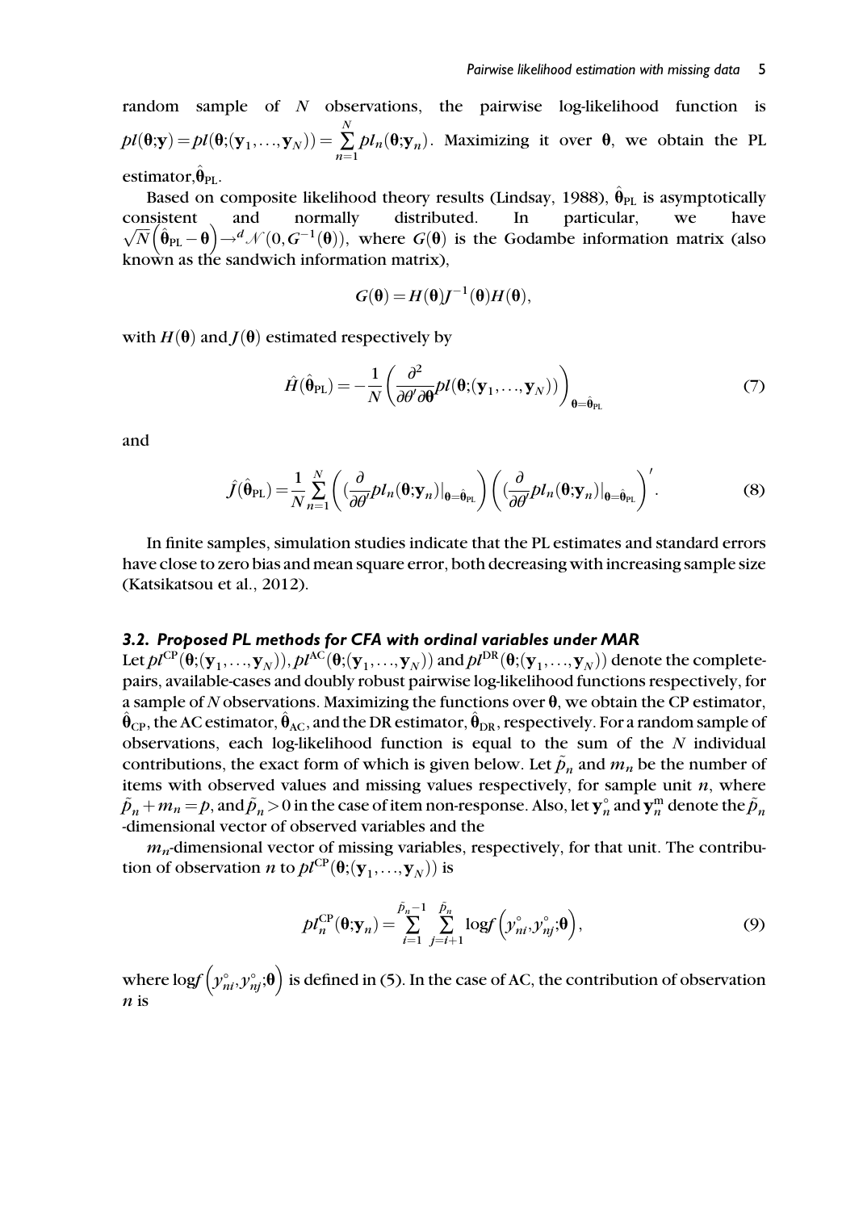random sample of $N$ observations, the pairwise log-likelihood function is $pl(\boldsymbol{\theta};\mathbf{y}) = pl(\boldsymbol{\theta};(\mathbf{y}_1,\ldots,\mathbf{y}_N)) = \sum_{n=1}^{N} pl_n(\boldsymbol{\theta};\mathbf{y}_n)$. Maximizing it over $\boldsymbol{\theta}$, we obtain the PL estimator, $\hat{\boldsymbol{\theta}}_{\mathrm{PL}}$.

Based on composite likelihood theory results (Lindsay, 1988), $\hat{\boldsymbol{\theta}}_{\mathrm{PL}}$ is asymptotically consistent and normally distributed. In particular, we have $\sqrt{N}\left(\hat{\boldsymbol{\theta}}_{\mathrm{PL}} - \boldsymbol{\theta}\right) \rightarrow^{d} \mathcal{N}(0, G^{-1}(\boldsymbol{\theta}))$, where $G(\boldsymbol{\theta})$ is the Godambe information matrix (also known as the sandwich information matrix),

$$G(\boldsymbol{\theta}) = H(\boldsymbol{\theta})J^{-1}(\boldsymbol{\theta})H(\boldsymbol{\theta}),$$

with $H(\boldsymbol{\theta})$ and $J(\boldsymbol{\theta})$ estimated respectively by

$$\hat{H}(\hat{\boldsymbol{\theta}}_{\mathrm{PL}}) = -\frac{1}{N}\left(\frac{\partial^2}{\partial\theta'\partial\boldsymbol{\theta}} pl(\boldsymbol{\theta};(\mathbf{y}_1,\ldots,\mathbf{y}_N))\right)_{\boldsymbol{\theta}=\hat{\boldsymbol{\theta}}_{\mathrm{PL}}} \tag{7}$$

and

$$\hat{J}(\hat{\boldsymbol{\theta}}_{\mathrm{PL}}) = \frac{1}{N}\sum_{n=1}^{N}\left(\left(\frac{\partial}{\partial\theta'} pl_n(\boldsymbol{\theta};\mathbf{y}_n)|_{\boldsymbol{\theta}=\hat{\boldsymbol{\theta}}_{\mathrm{PL}}}\right)\left(\left(\frac{\partial}{\partial\theta'} pl_n(\boldsymbol{\theta};\mathbf{y}_n)|_{\boldsymbol{\theta}=\hat{\boldsymbol{\theta}}_{\mathrm{PL}}}\right)'\right. \tag{8}$$

In finite samples, simulation studies indicate that the PL estimates and standard errors have close to zero bias and mean square error, both decreasing with increasing sample size (Katsikatsou et al., 2012).

### *3.2. Proposed PL methods for CFA with ordinal variables under MAR*

Let $pl^{\mathrm{CP}}(\boldsymbol{\theta};(\mathbf{y}_1,\ldots,\mathbf{y}_N))$, $pl^{\mathrm{AC}}(\boldsymbol{\theta};(\mathbf{y}_1,\ldots,\mathbf{y}_N))$ and $pl^{\mathrm{DR}}(\boldsymbol{\theta};(\mathbf{y}_1,\ldots,\mathbf{y}_N))$ denote the complete-pairs, available-cases and doubly robust pairwise log-likelihood functions respectively, for a sample of $N$ observations. Maximizing the functions over $\boldsymbol{\theta}$, we obtain the CP estimator, $\hat{\boldsymbol{\theta}}_{\mathrm{CP}}$, the AC estimator, $\hat{\boldsymbol{\theta}}_{\mathrm{AC}}$, and the DR estimator, $\hat{\boldsymbol{\theta}}_{\mathrm{DR}}$, respectively. For a random sample of observations, each log-likelihood function is equal to the sum of the $N$ individual contributions, the exact form of which is given below. Let $\tilde{p}_n$ and $m_n$ be the number of items with observed values and missing values respectively, for sample unit $n$, where $\tilde{p}_n + m_n = p$, and $\tilde{p}_n > 0$ in the case of item non-response. Also, let $\mathbf{y}_n^{\circ}$ and $\mathbf{y}_n^{\mathrm{m}}$ denote the $\tilde{p}_n$-dimensional vector of observed variables and the $m_n$-dimensional vector of missing variables, respectively, for that unit. The contribution of observation $n$ to $pl^{\mathrm{CP}}(\boldsymbol{\theta};(\mathbf{y}_1,\ldots,\mathbf{y}_N))$ is

$$pl_n^{\mathrm{CP}}(\boldsymbol{\theta};\mathbf{y}_n) = \sum_{i=1}^{\tilde{p}_n-1}\sum_{j=i+1}^{\tilde{p}_n} \log f\left(y_{ni}^{\circ}, y_{nj}^{\circ};\boldsymbol{\theta}\right), \tag{9}$$

where $\log f\left(y_{ni}^{\circ}, y_{nj}^{\circ};\boldsymbol{\theta}\right)$ is defined in (5). In the case of AC, the contribution of observation $n$ is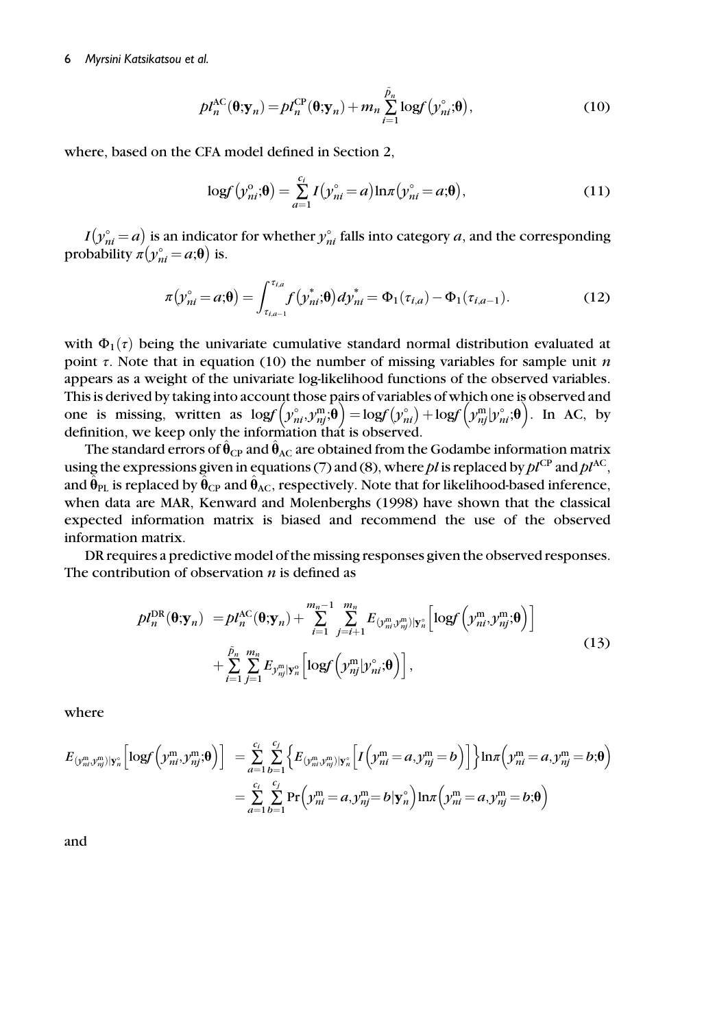$$pl_n^{\mathrm{AC}}(\boldsymbol{\theta};\mathbf{y}_n) = pl_n^{\mathrm{CP}}(\boldsymbol{\theta};\mathbf{y}_n) + m_n \sum_{i=1}^{\tilde{p}_n} \log f\left(y_{ni}^{\circ};\boldsymbol{\theta}\right), \tag{10}$$

where, based on the CFA model defined in Section 2,

$$\log f\left(y_{ni}^{\mathrm{o}};\boldsymbol{\theta}\right) = \sum_{a=1}^{c_i} I\left(y_{ni}^{\circ} = a\right) \ln \pi\left(y_{ni}^{\circ} = a;\boldsymbol{\theta}\right), \tag{11}$$

$I\left(y_{ni}^{\circ} = a\right)$ is an indicator for whether $y_{ni}^{\circ}$ falls into category $a$, and the corresponding probability $\pi\left(y_{ni}^{\circ} = a;\boldsymbol{\theta}\right)$ is.

$$\pi\left(y_{ni}^{\circ} = a;\boldsymbol{\theta}\right) = \int_{\tau_{i,a-1}}^{\tau_{i,a}} f\left(y_{ni}^{*};\boldsymbol{\theta}\right) dy_{ni}^{*} = \Phi_1(\tau_{i,a}) - \Phi_1(\tau_{i,a-1}). \tag{12}$$

with $\Phi_1(\tau)$ being the univariate cumulative standard normal distribution evaluated at point $\tau$. Note that in equation (10) the number of missing variables for sample unit $n$ appears as a weight of the univariate log-likelihood functions of the observed variables. This is derived by taking into account those pairs of variables of which one is observed and one is missing, written as $\log f\left(y_{ni}^{\circ}, y_{nj}^{\mathrm{m}};\boldsymbol{\theta}\right) = \log f\left(y_{ni}^{\circ}\right) + \log f\left(y_{nj}^{\mathrm{m}} | y_{ni}^{\circ};\boldsymbol{\theta}\right)$. In AC, by definition, we keep only the information that is observed.

The standard errors of $\hat{\boldsymbol{\theta}}_{\mathrm{CP}}$ and $\hat{\boldsymbol{\theta}}_{\mathrm{AC}}$ are obtained from the Godambe information matrix using the expressions given in equations (7) and (8), where $pl$ is replaced by $pl^{\mathrm{CP}}$ and $pl^{\mathrm{AC}}$, and $\hat{\boldsymbol{\theta}}_{\mathrm{PL}}$ is replaced by $\hat{\boldsymbol{\theta}}_{\mathrm{CP}}$ and $\hat{\boldsymbol{\theta}}_{\mathrm{AC}}$, respectively. Note that for likelihood-based inference, when data are MAR, Kenward and Molenberghs (1998) have shown that the classical expected information matrix is biased and recommend the use of the observed information matrix.

DR requires a predictive model of the missing responses given the observed responses. The contribution of observation $n$ is defined as

$$\begin{aligned} pl_n^{\mathrm{DR}}(\boldsymbol{\theta};\mathbf{y}_n) &= pl_n^{\mathrm{AC}}(\boldsymbol{\theta};\mathbf{y}_n) + \sum_{i=1}^{m_n-1} \sum_{j=i+1}^{m_n} E_{(y_{ni}^{\mathrm{m}}, y_{nj}^{\mathrm{m}})|\mathbf{y}_n^{\circ}}\left[\log f\left(y_{ni}^{\mathrm{m}}, y_{nj}^{\mathrm{m}};\boldsymbol{\theta}\right)\right] \\ &\quad + \sum_{i=1}^{\tilde{p}_n} \sum_{j=1}^{m_n} E_{y_{nj}^{\mathrm{m}}|\mathbf{y}_n^{\circ}}\left[\log f\left(y_{nj}^{\mathrm{m}} | y_{ni}^{\circ};\boldsymbol{\theta}\right)\right], \end{aligned} \tag{13}$$

where

$$\begin{aligned} E_{(y_{ni}^{\mathrm{m}}, y_{nj}^{\mathrm{m}})|\mathbf{y}_n^{\circ}}\left[\log f\left(y_{ni}^{\mathrm{m}}, y_{nj}^{\mathrm{m}};\boldsymbol{\theta}\right)\right] &= \sum_{a=1}^{c_i} \sum_{b=1}^{c_j} \left\{ E_{(y_{ni}^{\mathrm{m}}, y_{nj}^{\mathrm{m}})|\mathbf{y}_n^{\circ}}\left[I\left(y_{ni}^{\mathrm{m}} = a, y_{nj}^{\mathrm{m}} = b\right)\right]\right\} \ln \pi\left(y_{ni}^{\mathrm{m}} = a, y_{nj}^{\mathrm{m}} = b;\boldsymbol{\theta}\right) \\ &= \sum_{a=1}^{c_i} \sum_{b=1}^{c_j} \Pr\left(y_{ni}^{\mathrm{m}} = a, y_{nj}^{\mathrm{m}} = b | \mathbf{y}_n^{\circ}\right) \ln \pi\left(y_{ni}^{\mathrm{m}} = a, y_{nj}^{\mathrm{m}} = b;\boldsymbol{\theta}\right) \end{aligned}$$

and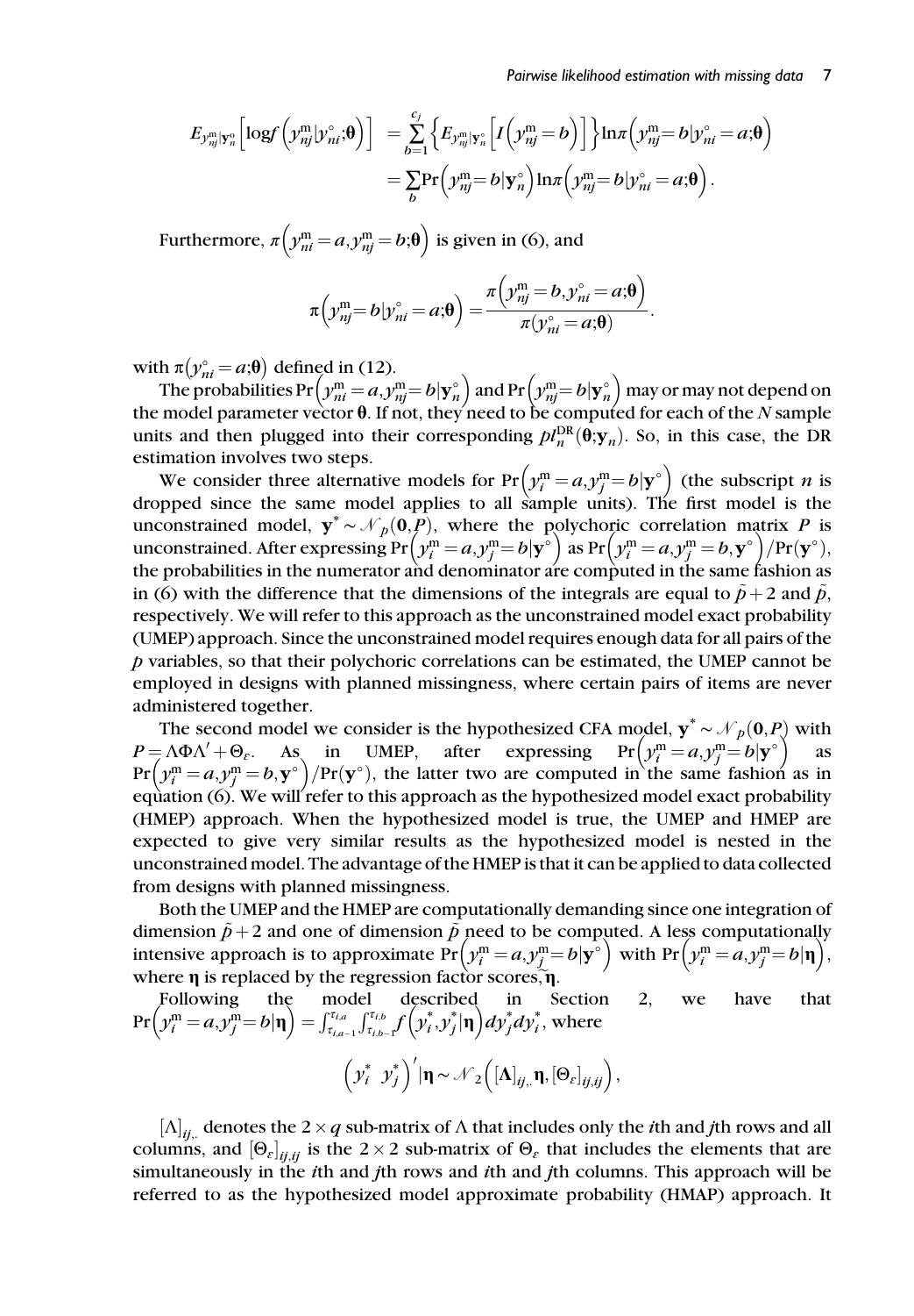$$
\begin{aligned}
E_{y_{nj}^{\mathrm{m}}|\mathbf{y}_n^{\circ}}\left[\log f\left(y_{nj}^{\mathrm{m}}|y_{ni}^{\circ};\boldsymbol{\theta}\right)\right] &= \sum_{b=1}^{c_j}\left\{E_{y_{nj}^{\mathrm{m}}|\mathbf{y}_n^{\circ}}\left[I\left(y_{nj}^{\mathrm{m}}=b\right)\right]\right\}\ln\pi\left(y_{nj}^{\mathrm{m}}=b|y_{ni}^{\circ}=a;\boldsymbol{\theta}\right) \\
&= \sum_b \Pr\left(y_{nj}^{\mathrm{m}}=b|\mathbf{y}_n^{\circ}\right)\ln\pi\left(y_{nj}^{\mathrm{m}}=b|y_{ni}^{\circ}=a;\boldsymbol{\theta}\right).
\end{aligned}
$$

Furthermore, $\pi\left(y_{ni}^{\mathrm{m}}=a, y_{nj}^{\mathrm{m}}=b;\boldsymbol{\theta}\right)$ is given in (6), and

$$
\pi\left(y_{nj}^{\mathrm{m}}=b|y_{ni}^{\circ}=a;\boldsymbol{\theta}\right) = \frac{\pi\left(y_{nj}^{\mathrm{m}}=b, y_{ni}^{\circ}=a;\boldsymbol{\theta}\right)}{\pi\left(y_{ni}^{\circ}=a;\boldsymbol{\theta}\right)}.
$$

with $\pi\left(y_{ni}^{\circ}=a;\boldsymbol{\theta}\right)$ defined in (12).

The probabilities $\Pr\left(y_{ni}^{\mathrm{m}}=a, y_{nj}^{\mathrm{m}}=b|\mathbf{y}_n^{\circ}\right)$ and $\Pr\left(y_{nj}^{\mathrm{m}}=b|\mathbf{y}_n^{\circ}\right)$ may or may not depend on the model parameter vector $\boldsymbol{\theta}$. If not, they need to be computed for each of the $N$ sample units and then plugged into their corresponding $pl_n^{\mathrm{DR}}(\boldsymbol{\theta};\mathbf{y}_n)$. So, in this case, the DR estimation involves two steps.

We consider three alternative models for $\Pr\left(y_i^{\mathrm{m}}=a, y_j^{\mathrm{m}}=b|\mathbf{y}^{\circ}\right)$ (the subscript $n$ is dropped since the same model applies to all sample units). The first model is the unconstrained model, $\mathbf{y}^* \sim \mathcal{N}_p(\mathbf{0}, P)$, where the polychoric correlation matrix $P$ is unconstrained. After expressing $\Pr\left(y_i^{\mathrm{m}}=a, y_j^{\mathrm{m}}=b|\mathbf{y}^{\circ}\right)$ as $\Pr\left(y_i^{\mathrm{m}}=a, y_j^{\mathrm{m}}=b, \mathbf{y}^{\circ}\right)/\Pr(\mathbf{y}^{\circ})$, the probabilities in the numerator and denominator are computed in the same fashion as in (6) with the difference that the dimensions of the integrals are equal to $\tilde{p}+2$ and $\tilde{p}$, respectively. We will refer to this approach as the unconstrained model exact probability (UMEP) approach. Since the unconstrained model requires enough data for all pairs of the $p$ variables, so that their polychoric correlations can be estimated, the UMEP cannot be employed in designs with planned missingness, where certain pairs of items are never administered together.

The second model we consider is the hypothesized CFA model, $\mathbf{y}^* \sim \mathcal{N}_p(\mathbf{0}, P)$ with $P = \Lambda\Phi\Lambda' + \Theta_\varepsilon$. As in UMEP, after expressing $\Pr\left(y_i^{\mathrm{m}}=a, y_j^{\mathrm{m}}=b|\mathbf{y}^{\circ}\right)$ as $\Pr\left(y_i^{\mathrm{m}}=a, y_j^{\mathrm{m}}=b, \mathbf{y}^{\circ}\right)/\Pr(\mathbf{y}^{\circ})$, the latter two are computed in the same fashion as in equation (6). We will refer to this approach as the hypothesized model exact probability (HMEP) approach. When the hypothesized model is true, the UMEP and HMEP are expected to give very similar results as the hypothesized model is nested in the unconstrained model. The advantage of the HMEP is that it can be applied to data collected from designs with planned missingness.

Both the UMEP and the HMEP are computationally demanding since one integration of dimension $\tilde{p}+2$ and one of dimension $\tilde{p}$ need to be computed. A less computationally intensive approach is to approximate $\Pr\left(y_i^{\mathrm{m}}=a, y_j^{\mathrm{m}}=b|\mathbf{y}^{\circ}\right)$ with $\Pr\left(y_i^{\mathrm{m}}=a, y_j^{\mathrm{m}}=b|\boldsymbol{\eta}\right)$, where $\boldsymbol{\eta}$ is replaced by the regression factor scores, $\tilde{\boldsymbol{\eta}}$.

Following the model described in Section 2, we have that $\Pr\left(y_i^{\mathrm{m}}=a, y_j^{\mathrm{m}}=b|\boldsymbol{\eta}\right) = \int_{\tau_{i,a-1}}^{\tau_{i,a}}\int_{\tau_{i,b-1}}^{\tau_{i,b}} f\left(y_i^*, y_j^*|\boldsymbol{\eta}\right)dy_j^* dy_i^*$, where

$$
\left(y_i^* \;\; y_j^*\right)'|\boldsymbol{\eta} \sim \mathcal{N}_2\left([\boldsymbol{\Lambda}]_{ij,.}\boldsymbol{\eta}, [\Theta_\varepsilon]_{ij,ij}\right),
$$

$[\Lambda]_{ij,.}$ denotes the $2 \times q$ sub-matrix of $\Lambda$ that includes only the $i$th and $j$th rows and all columns, and $[\Theta_\varepsilon]_{ij,ij}$ is the $2 \times 2$ sub-matrix of $\Theta_\varepsilon$ that includes the elements that are simultaneously in the $i$th and $j$th rows and $i$th and $j$th columns. This approach will be referred to as the hypothesized model approximate probability (HMAP) approach. It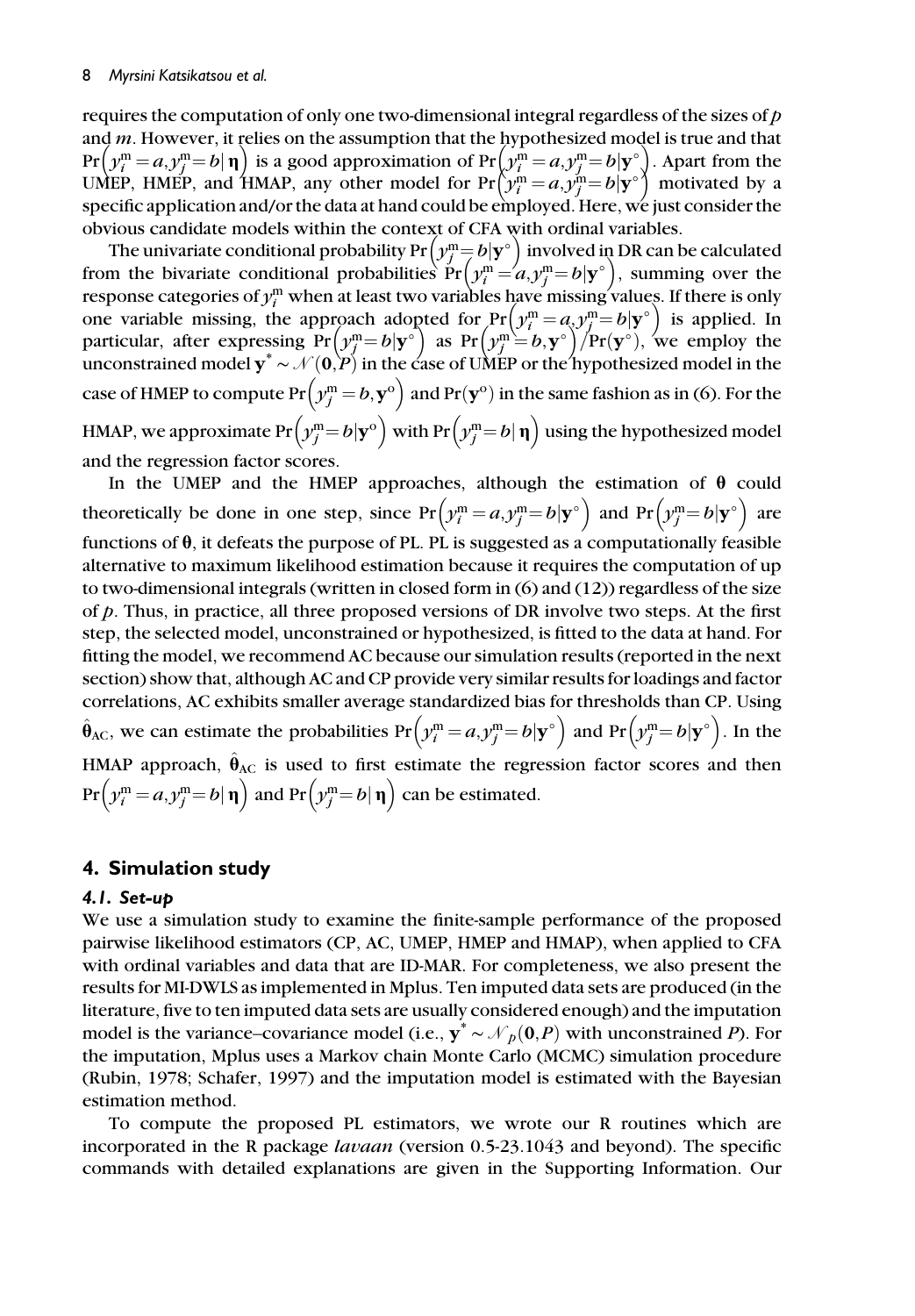requires the computation of only one two-dimensional integral regardless of the sizes of $p$ and $m$. However, it relies on the assumption that the hypothesized model is true and that $\Pr\left(y_i^{\mathrm{m}} = a, y_j^{\mathrm{m}} = b | \boldsymbol{\eta}\right)$ is a good approximation of $\Pr\left(y_i^{\mathrm{m}} = a, y_j^{\mathrm{m}} = b | \mathbf{y}^{\circ}\right)$. Apart from the UMEP, HMEP, and HMAP, any other model for $\Pr\left(y_i^{\mathrm{m}} = a, y_j^{\mathrm{m}} = b | \mathbf{y}^{\circ}\right)$ motivated by a specific application and/or the data at hand could be employed. Here, we just consider the obvious candidate models within the context of CFA with ordinal variables.

The univariate conditional probability $\Pr\left(y_j^{\mathrm{m}} = b | \mathbf{y}^{\circ}\right)$ involved in DR can be calculated from the bivariate conditional probabilities $\Pr\left(y_i^{\mathrm{m}} = a, y_j^{\mathrm{m}} = b | \mathbf{y}^{\circ}\right)$, summing over the response categories of $y_i^{\mathrm{m}}$ when at least two variables have missing values. If there is only one variable missing, the approach adopted for $\Pr\left(y_i^{\mathrm{m}} = a, y_j^{\mathrm{m}} = b | \mathbf{y}^{\circ}\right)$ is applied. In particular, after expressing $\Pr\left(y_j^{\mathrm{m}} = b | \mathbf{y}^{\circ}\right)$ as $\Pr\left(y_j^{\mathrm{m}} = b, \mathbf{y}^{\circ}\right) / \Pr(\mathbf{y}^{\circ})$, we employ the unconstrained model $\mathbf{y}^* \sim \mathcal{N}(\mathbf{0}, P)$ in the case of UMEP or the hypothesized model in the case of HMEP to compute $\Pr\left(y_j^{\mathrm{m}} = b, \mathbf{y}^{\mathrm{o}}\right)$ and $\Pr(\mathbf{y}^{\mathrm{o}})$ in the same fashion as in (6). For the HMAP, we approximate $\Pr\left(y_j^{\mathrm{m}} = b | \mathbf{y}^{\mathrm{o}}\right)$ with $\Pr\left(y_j^{\mathrm{m}} = b | \boldsymbol{\eta}\right)$ using the hypothesized model and the regression factor scores.

In the UMEP and the HMEP approaches, although the estimation of $\boldsymbol{\theta}$ could theoretically be done in one step, since $\Pr\left(y_i^{\mathrm{m}} = a, y_j^{\mathrm{m}} = b | \mathbf{y}^{\circ}\right)$ and $\Pr\left(y_j^{\mathrm{m}} = b | \mathbf{y}^{\circ}\right)$ are functions of $\boldsymbol{\theta}$, it defeats the purpose of PL. PL is suggested as a computationally feasible alternative to maximum likelihood estimation because it requires the computation of up to two-dimensional integrals (written in closed form in (6) and (12)) regardless of the size of $p$. Thus, in practice, all three proposed versions of DR involve two steps. At the first step, the selected model, unconstrained or hypothesized, is fitted to the data at hand. For fitting the model, we recommend AC because our simulation results (reported in the next section) show that, although AC and CP provide very similar results for loadings and factor correlations, AC exhibits smaller average standardized bias for thresholds than CP. Using $\hat{\boldsymbol{\theta}}_{\mathrm{AC}}$, we can estimate the probabilities $\Pr\left(y_i^{\mathrm{m}} = a, y_j^{\mathrm{m}} = b | \mathbf{y}^{\circ}\right)$ and $\Pr\left(y_j^{\mathrm{m}} = b | \mathbf{y}^{\circ}\right)$. In the HMAP approach, $\hat{\boldsymbol{\theta}}_{\mathrm{AC}}$ is used to first estimate the regression factor scores and then $\Pr\left(y_i^{\mathrm{m}} = a, y_j^{\mathrm{m}} = b | \boldsymbol{\eta}\right)$ and $\Pr\left(y_j^{\mathrm{m}} = b | \boldsymbol{\eta}\right)$ can be estimated.

## 4. Simulation study

### 4.1. Set-up

We use a simulation study to examine the finite-sample performance of the proposed pairwise likelihood estimators (CP, AC, UMEP, HMEP and HMAP), when applied to CFA with ordinal variables and data that are ID-MAR. For completeness, we also present the results for MI-DWLS as implemented in Mplus. Ten imputed data sets are produced (in the literature, five to ten imputed data sets are usually considered enough) and the imputation model is the variance–covariance model (i.e., $\mathbf{y}^* \sim \mathcal{N}_p(\mathbf{0}, P)$ with unconstrained $P$). For the imputation, Mplus uses a Markov chain Monte Carlo (MCMC) simulation procedure (Rubin, 1978; Schafer, 1997) and the imputation model is estimated with the Bayesian estimation method.

To compute the proposed PL estimators, we wrote our R routines which are incorporated in the R package *lavaan* (version 0.5-23.1043 and beyond). The specific commands with detailed explanations are given in the Supporting Information. Our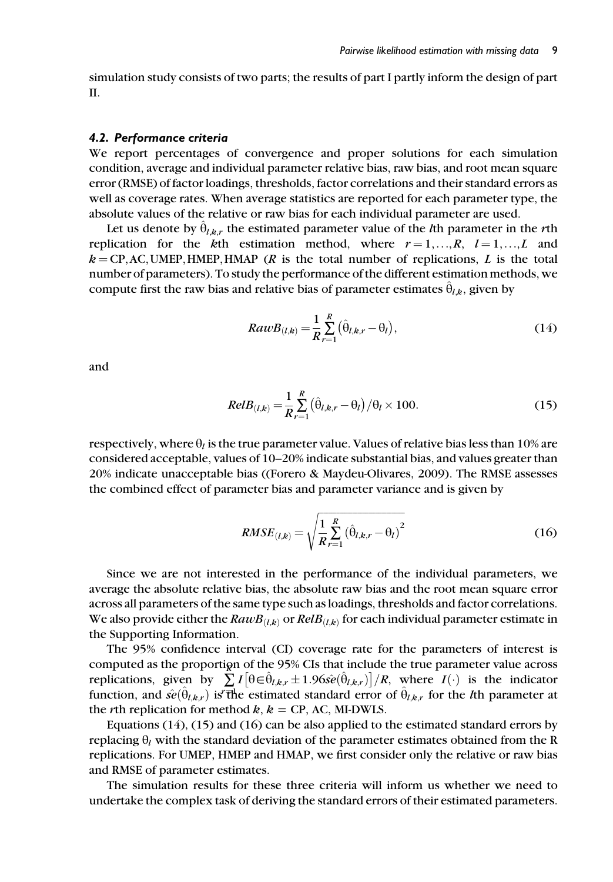simulation study consists of two parts; the results of part I partly inform the design of part II.

### 4.2. Performance criteria

We report percentages of convergence and proper solutions for each simulation condition, average and individual parameter relative bias, raw bias, and root mean square error (RMSE) of factor loadings, thresholds, factor correlations and their standard errors as well as coverage rates. When average statistics are reported for each parameter type, the absolute values of the relative or raw bias for each individual parameter are used.

Let us denote by $\hat{\theta}_{l,k,r}$ the estimated parameter value of the $l$th parameter in the $r$th replication for the $k$th estimation method, where $r = 1,\ldots,R$, $l = 1,\ldots,L$ and $k = \text{CP}, \text{AC}, \text{UMEP}, \text{HMEP}, \text{HMAP}$ ($R$ is the total number of replications, $L$ is the total number of parameters). To study the performance of the different estimation methods, we compute first the raw bias and relative bias of parameter estimates $\hat{\theta}_{l,k}$, given by

$$RawB_{(l,k)} = \frac{1}{R}\sum_{r=1}^{R}\left(\hat{\theta}_{l,k,r} - \theta_l\right), \tag{14}$$

and

$$RelB_{(l,k)} = \frac{1}{R}\sum_{r=1}^{R}\left(\hat{\theta}_{l,k,r} - \theta_l\right)/\theta_l \times 100. \tag{15}$$

respectively, where $\theta_l$ is the true parameter value. Values of relative bias less than 10% are considered acceptable, values of 10–20% indicate substantial bias, and values greater than 20% indicate unacceptable bias ((Forero & Maydeu-Olivares, 2009). The RMSE assesses the combined effect of parameter bias and parameter variance and is given by

$$RMSE_{(l,k)} = \sqrt{\frac{1}{R}\sum_{r=1}^{R}\left(\hat{\theta}_{l,k,r} - \theta_l\right)^2} \tag{16}$$

Since we are not interested in the performance of the individual parameters, we average the absolute relative bias, the absolute raw bias and the root mean square error across all parameters of the same type such as loadings, thresholds and factor correlations. We also provide either the $RawB_{(l,k)}$ or $RelB_{(l,k)}$ for each individual parameter estimate in the Supporting Information.

The 95% confidence interval (CI) coverage rate for the parameters of interest is computed as the proportion of the 95% CIs that include the true parameter value across replications, given by $\sum_{r=1}^{R} I\left[\theta \in \hat{\theta}_{l,k,r} \pm 1.96\hat{se}(\hat{\theta}_{l,k,r})\right]/R$, where $I(\cdot)$ is the indicator function, and $\hat{se}(\hat{\theta}_{l,k,r})$ is the estimated standard error of $\hat{\theta}_{l,k,r}$ for the $l$th parameter at the $r$th replication for method $k$, $k$ = CP, AC, MI-DWLS.

Equations (14), (15) and (16) can be also applied to the estimated standard errors by replacing $\theta_l$ with the standard deviation of the parameter estimates obtained from the R replications. For UMEP, HMEP and HMAP, we first consider only the relative or raw bias and RMSE of parameter estimates.

The simulation results for these three criteria will inform us whether we need to undertake the complex task of deriving the standard errors of their estimated parameters.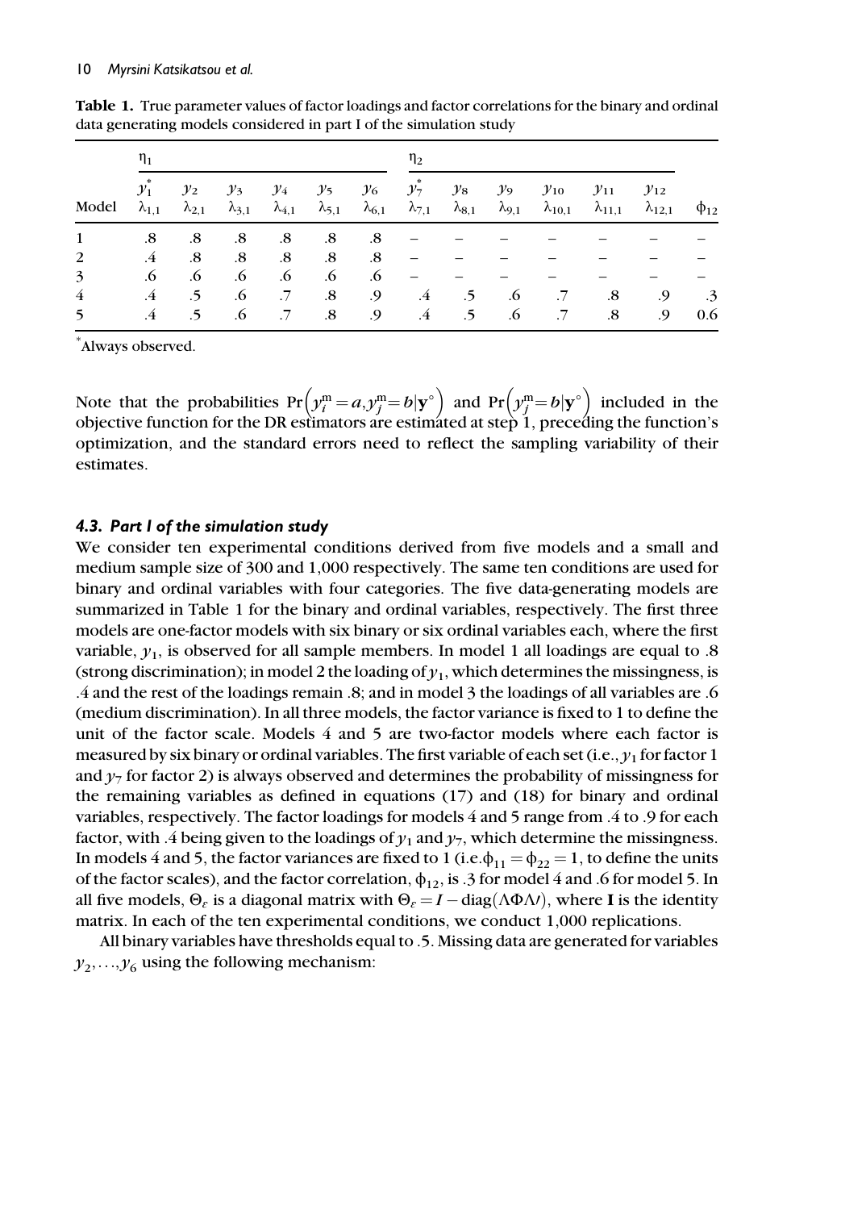**Table 1.** True parameter values of factor loadings and factor correlations for the binary and ordinal data generating models considered in part I of the simulation study

| | $\eta_1$ | | | | | | $\eta_2$ | | | | | | |
|---|---|---|---|---|---|---|---|---|---|---|---|---|---|
| | $y_1^*$ | $y_2$ | $y_3$ | $y_4$ | $y_5$ | $y_6$ | $y_7^*$ | $y_8$ | $y_9$ | $y_{10}$ | $y_{11}$ | $y_{12}$ | |
| Model | $\lambda_{1,1}$ | $\lambda_{2,1}$ | $\lambda_{3,1}$ | $\lambda_{4,1}$ | $\lambda_{5,1}$ | $\lambda_{6,1}$ | $\lambda_{7,1}$ | $\lambda_{8,1}$ | $\lambda_{9,1}$ | $\lambda_{10,1}$ | $\lambda_{11,1}$ | $\lambda_{12,1}$ | $\phi_{12}$ |
| 1 | .8 | .8 | .8 | .8 | .8 | .8 | – | – | – | – | – | – | – |
| 2 | .4 | .8 | .8 | .8 | .8 | .8 | – | – | – | – | – | – | – |
| 3 | .6 | .6 | .6 | .6 | .6 | .6 | – | – | – | – | – | – | – |
| 4 | .4 | .5 | .6 | .7 | .8 | .9 | .4 | .5 | .6 | .7 | .8 | .9 | .3 |
| 5 | .4 | .5 | .6 | .7 | .8 | .9 | .4 | .5 | .6 | .7 | .8 | .9 | 0.6 |

*Always observed.

Note that the probabilities $\Pr\left(y_i^{\text{m}}=a, y_j^{\text{m}}=b|\mathbf{y}^{\circ}\right)$ and $\Pr\left(y_j^{\text{m}}=b|\mathbf{y}^{\circ}\right)$ included in the objective function for the DR estimators are estimated at step 1, preceding the function's optimization, and the standard errors need to reflect the sampling variability of their estimates.

### *4.3. Part I of the simulation study*

We consider ten experimental conditions derived from five models and a small and medium sample size of 300 and 1,000 respectively. The same ten conditions are used for binary and ordinal variables with four categories. The five data-generating models are summarized in Table 1 for the binary and ordinal variables, respectively. The first three models are one-factor models with six binary or six ordinal variables each, where the first variable, $y_1$, is observed for all sample members. In model 1 all loadings are equal to .8 (strong discrimination); in model 2 the loading of $y_1$, which determines the missingness, is .4 and the rest of the loadings remain .8; and in model 3 the loadings of all variables are .6 (medium discrimination). In all three models, the factor variance is fixed to 1 to define the unit of the factor scale. Models 4 and 5 are two-factor models where each factor is measured by six binary or ordinal variables. The first variable of each set (i.e., $y_1$ for factor 1 and $y_7$ for factor 2) is always observed and determines the probability of missingness for the remaining variables as defined in equations (17) and (18) for binary and ordinal variables, respectively. The factor loadings for models 4 and 5 range from .4 to .9 for each factor, with .4 being given to the loadings of $y_1$ and $y_7$, which determine the missingness. In models 4 and 5, the factor variances are fixed to 1 (i.e. $\phi_{11}=\phi_{22}=1$, to define the units of the factor scales), and the factor correlation, $\phi_{12}$, is .3 for model 4 and .6 for model 5. In all five models, $\Theta_\varepsilon$ is a diagonal matrix with $\Theta_\varepsilon = I - \text{diag}(\Lambda\Phi\Lambda\prime)$, where **I** is the identity matrix. In each of the ten experimental conditions, we conduct 1,000 replications.

All binary variables have thresholds equal to .5. Missing data are generated for variables $y_2,\ldots,y_6$ using the following mechanism: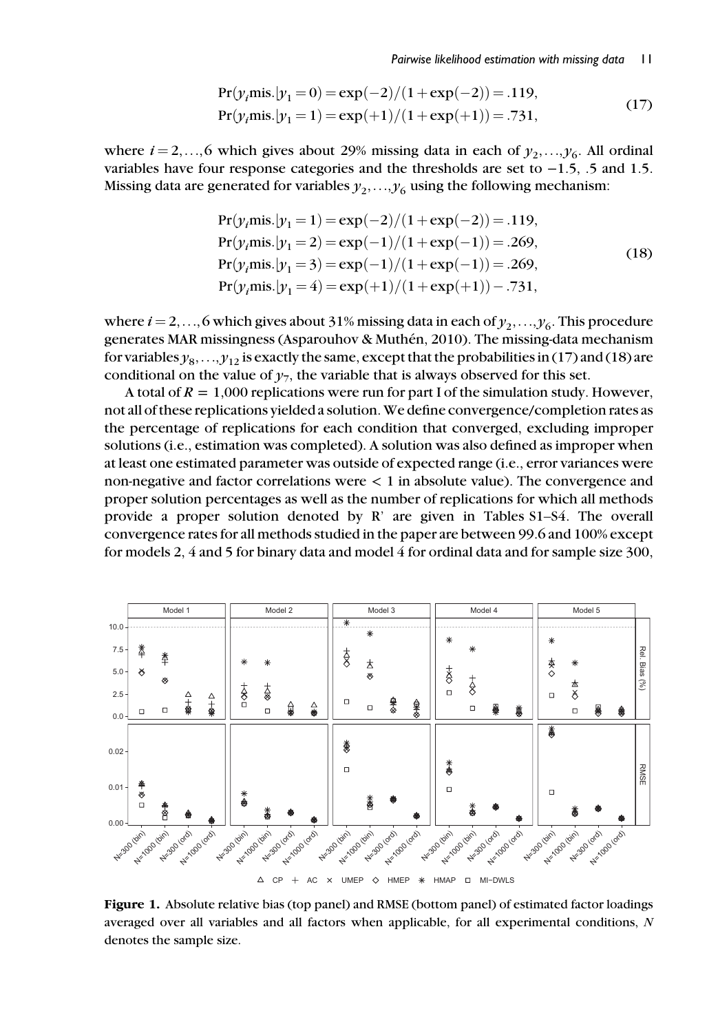$$
\begin{aligned}
\Pr(y_i \text{mis.}|y_1 = 0) &= \exp(-2)/(1+\exp(-2)) = .119, \\
\Pr(y_i \text{mis.}|y_1 = 1) &= \exp(+1)/(1+\exp(+1)) = .731,
\end{aligned} \tag{17}
$$

where $i = 2,\ldots,6$ which gives about 29% missing data in each of $y_2,\ldots,y_6$. All ordinal variables have four response categories and the thresholds are set to $-1.5$, .5 and 1.5. Missing data are generated for variables $y_2,\ldots,y_6$ using the following mechanism:

$$
\begin{aligned}
\Pr(y_i \text{mis.}|y_1 = 1) &= \exp(-2)/(1+\exp(-2)) = .119, \\
\Pr(y_i \text{mis.}|y_1 = 2) &= \exp(-1)/(1+\exp(-1)) = .269, \\
\Pr(y_i \text{mis.}|y_1 = 3) &= \exp(-1)/(1+\exp(-1)) = .269, \\
\Pr(y_i \text{mis.}|y_1 = 4) &= \exp(+1)/(1+\exp(+1)) - .731,
\end{aligned} \tag{18}
$$

where $i = 2,\ldots,6$ which gives about 31% missing data in each of $y_2,\ldots,y_6$. This procedure generates MAR missingness (Asparouhov & Muthén, 2010). The missing-data mechanism for variables $y_8,\ldots,y_{12}$ is exactly the same, except that the probabilities in (17) and (18) are conditional on the value of $y_7$, the variable that is always observed for this set.

A total of $R = 1{,}000$ replications were run for part I of the simulation study. However, not all of these replications yielded a solution. We define convergence/completion rates as the percentage of replications for each condition that converged, excluding improper solutions (i.e., estimation was completed). A solution was also defined as improper when at least one estimated parameter was outside of expected range (i.e., error variances were non-negative and factor correlations were $< 1$ in absolute value). The convergence and proper solution percentages as well as the number of replications for which all methods provide a proper solution denoted by R' are given in Tables S1–S4. The overall convergence rates for all methods studied in the paper are between 99.6 and 100% except for models 2, 4 and 5 for binary data and model 4 for ordinal data and for sample size 300,

**Figure 1.** Absolute relative bias (top panel) and RMSE (bottom panel) of estimated factor loadings averaged over all variables and all factors when applicable, for all experimental conditions, $N$ denotes the sample size.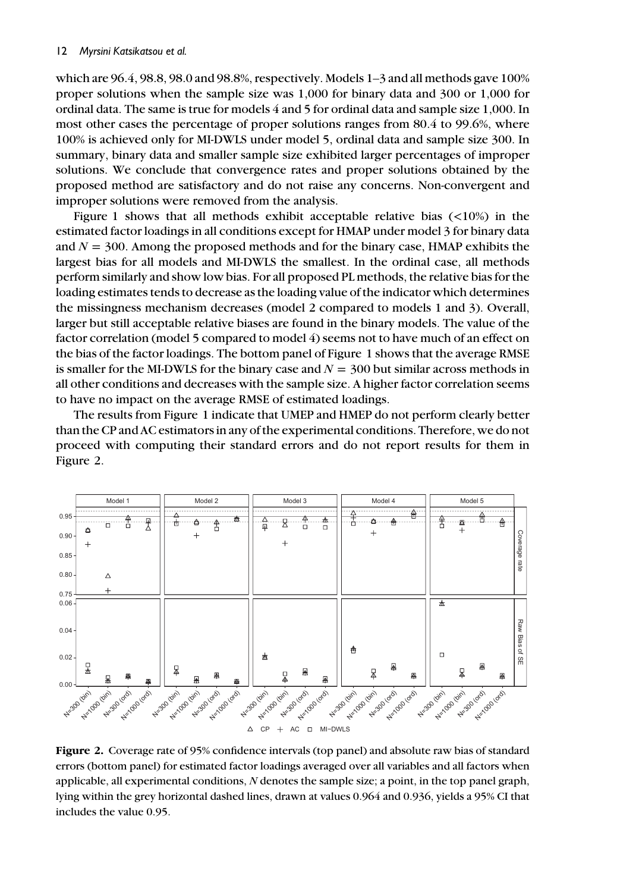which are 96.4, 98.8, 98.0 and 98.8%, respectively. Models 1–3 and all methods gave 100% proper solutions when the sample size was 1,000 for binary data and 300 or 1,000 for ordinal data. The same is true for models 4 and 5 for ordinal data and sample size 1,000. In most other cases the percentage of proper solutions ranges from 80.4 to 99.6%, where 100% is achieved only for MI-DWLS under model 5, ordinal data and sample size 300. In summary, binary data and smaller sample size exhibited larger percentages of improper solutions. We conclude that convergence rates and proper solutions obtained by the proposed method are satisfactory and do not raise any concerns. Non-convergent and improper solutions were removed from the analysis.

Figure 1 shows that all methods exhibit acceptable relative bias (<10%) in the estimated factor loadings in all conditions except for HMAP under model 3 for binary data and $N = 300$. Among the proposed methods and for the binary case, HMAP exhibits the largest bias for all models and MI-DWLS the smallest. In the ordinal case, all methods perform similarly and show low bias. For all proposed PL methods, the relative bias for the loading estimates tends to decrease as the loading value of the indicator which determines the missingness mechanism decreases (model 2 compared to models 1 and 3). Overall, larger but still acceptable relative biases are found in the binary models. The value of the factor correlation (model 5 compared to model 4) seems not to have much of an effect on the bias of the factor loadings. The bottom panel of Figure 1 shows that the average RMSE is smaller for the MI-DWLS for the binary case and $N = 300$ but similar across methods in all other conditions and decreases with the sample size. A higher factor correlation seems to have no impact on the average RMSE of estimated loadings.

The results from Figure 1 indicate that UMEP and HMEP do not perform clearly better than the CP and AC estimators in any of the experimental conditions. Therefore, we do not proceed with computing their standard errors and do not report results for them in Figure 2.

**Figure 2.** Coverage rate of 95% confidence intervals (top panel) and absolute raw bias of standard errors (bottom panel) for estimated factor loadings averaged over all variables and all factors when applicable, all experimental conditions, $N$ denotes the sample size; a point, in the top panel graph, lying within the grey horizontal dashed lines, drawn at values 0.964 and 0.936, yields a 95% CI that includes the value 0.95.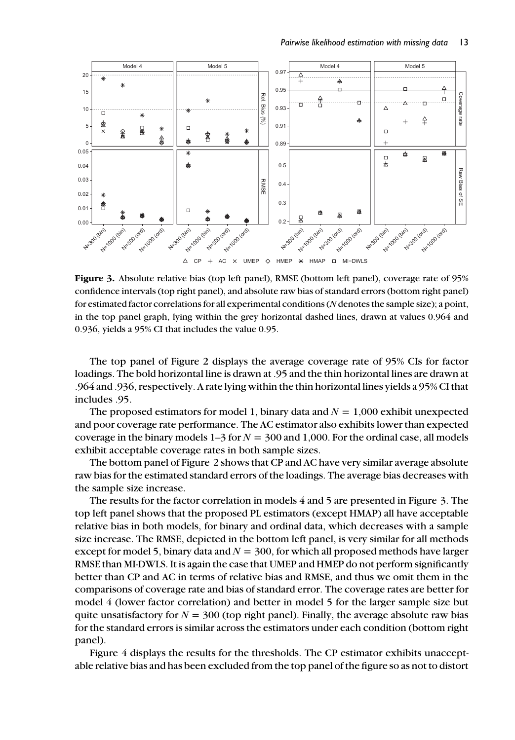**Figure 3.** Absolute relative bias (top left panel), RMSE (bottom left panel), coverage rate of 95% confidence intervals (top right panel), and absolute raw bias of standard errors (bottom right panel) for estimated factor correlations for all experimental conditions ($N$ denotes the sample size); a point, in the top panel graph, lying within the grey horizontal dashed lines, drawn at values 0.964 and 0.936, yields a 95% CI that includes the value 0.95.

The top panel of Figure 2 displays the average coverage rate of 95% CIs for factor loadings. The bold horizontal line is drawn at .95 and the thin horizontal lines are drawn at .964 and .936, respectively. A rate lying within the thin horizontal lines yields a 95% CI that includes .95.

The proposed estimators for model 1, binary data and $N = 1{,}000$ exhibit unexpected and poor coverage rate performance. The AC estimator also exhibits lower than expected coverage in the binary models 1–3 for $N = 300$ and 1,000. For the ordinal case, all models exhibit acceptable coverage rates in both sample sizes.

The bottom panel of Figure 2 shows that CP and AC have very similar average absolute raw bias for the estimated standard errors of the loadings. The average bias decreases with the sample size increase.

The results for the factor correlation in models 4 and 5 are presented in Figure 3. The top left panel shows that the proposed PL estimators (except HMAP) all have acceptable relative bias in both models, for binary and ordinal data, which decreases with a sample size increase. The RMSE, depicted in the bottom left panel, is very similar for all methods except for model 5, binary data and $N = 300$, for which all proposed methods have larger RMSE than MI-DWLS. It is again the case that UMEP and HMEP do not perform significantly better than CP and AC in terms of relative bias and RMSE, and thus we omit them in the comparisons of coverage rate and bias of standard error. The coverage rates are better for model 4 (lower factor correlation) and better in model 5 for the larger sample size but quite unsatisfactory for $N = 300$ (top right panel). Finally, the average absolute raw bias for the standard errors is similar across the estimators under each condition (bottom right panel).

Figure 4 displays the results for the thresholds. The CP estimator exhibits unacceptable relative bias and has been excluded from the top panel of the figure so as not to distort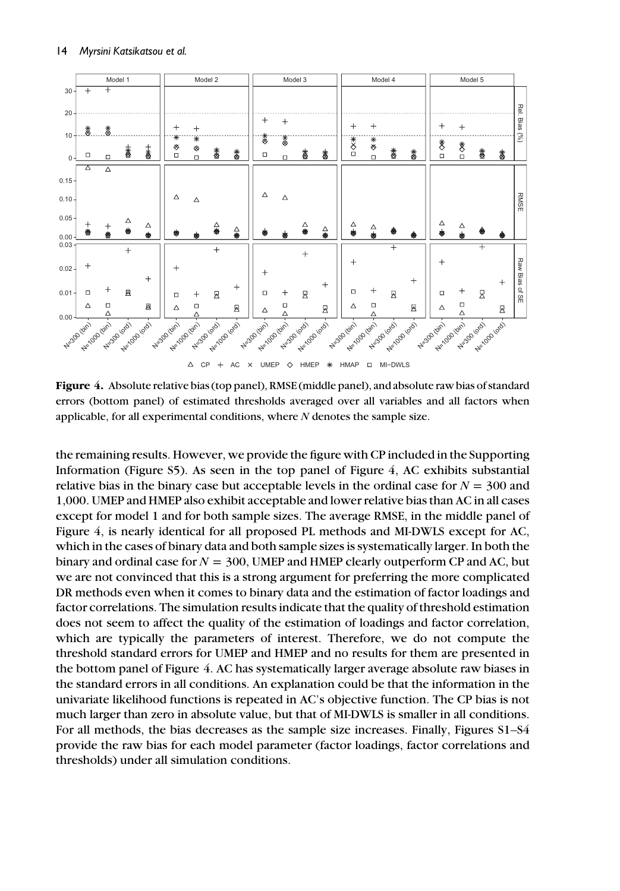**Figure 4.** Absolute relative bias (top panel), RMSE (middle panel), and absolute raw bias of standard errors (bottom panel) of estimated thresholds averaged over all variables and all factors when applicable, for all experimental conditions, where $N$ denotes the sample size.

the remaining results. However, we provide the figure with CP included in the Supporting Information (Figure S5). As seen in the top panel of Figure 4, AC exhibits substantial relative bias in the binary case but acceptable levels in the ordinal case for $N = 300$ and 1,000. UMEP and HMEP also exhibit acceptable and lower relative bias than AC in all cases except for model 1 and for both sample sizes. The average RMSE, in the middle panel of Figure 4, is nearly identical for all proposed PL methods and MI-DWLS except for AC, which in the cases of binary data and both sample sizes is systematically larger. In both the binary and ordinal case for $N = 300$, UMEP and HMEP clearly outperform CP and AC, but we are not convinced that this is a strong argument for preferring the more complicated DR methods even when it comes to binary data and the estimation of factor loadings and factor correlations. The simulation results indicate that the quality of threshold estimation does not seem to affect the quality of the estimation of loadings and factor correlation, which are typically the parameters of interest. Therefore, we do not compute the threshold standard errors for UMEP and HMEP and no results for them are presented in the bottom panel of Figure 4. AC has systematically larger average absolute raw biases in the standard errors in all conditions. An explanation could be that the information in the univariate likelihood functions is repeated in AC's objective function. The CP bias is not much larger than zero in absolute value, but that of MI-DWLS is smaller in all conditions. For all methods, the bias decreases as the sample size increases. Finally, Figures S1–S4 provide the raw bias for each model parameter (factor loadings, factor correlations and thresholds) under all simulation conditions.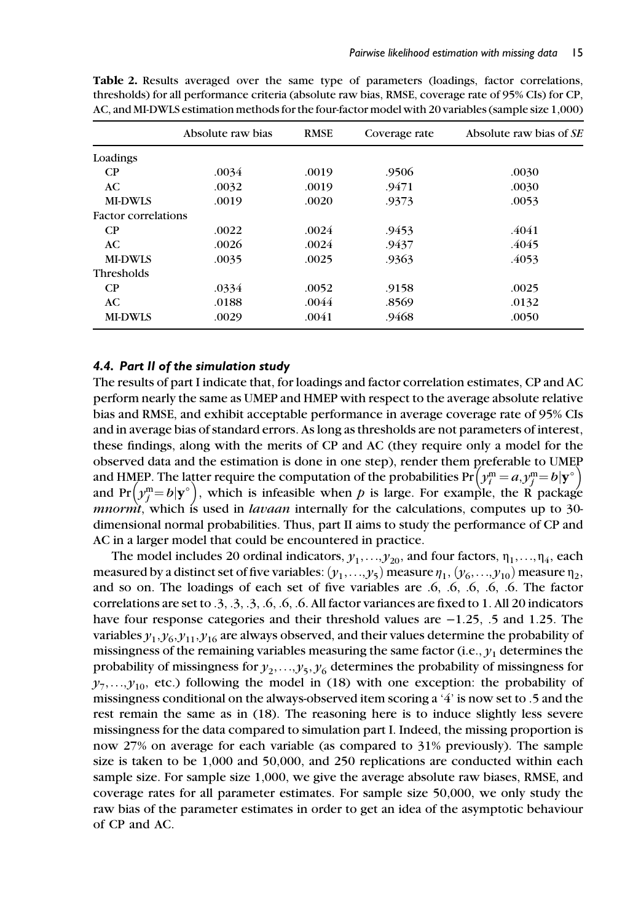**Table 2.** Results averaged over the same type of parameters (loadings, factor correlations, thresholds) for all performance criteria (absolute raw bias, RMSE, coverage rate of 95% CIs) for CP, AC, and MI-DWLS estimation methods for the four-factor model with 20 variables (sample size 1,000)

| | Absolute raw bias | RMSE | Coverage rate | Absolute raw bias of *SE* |
|---|---|---|---|---|
| Loadings | | | | |
| CP | .0034 | .0019 | .9506 | .0030 |
| AC | .0032 | .0019 | .9471 | .0030 |
| MI-DWLS | .0019 | .0020 | .9373 | .0053 |
| Factor correlations | | | | |
| CP | .0022 | .0024 | .9453 | .4041 |
| AC | .0026 | .0024 | .9437 | .4045 |
| MI-DWLS | .0035 | .0025 | .9363 | .4053 |
| Thresholds | | | | |
| CP | .0334 | .0052 | .9158 | .0025 |
| AC | .0188 | .0044 | .8569 | .0132 |
| MI-DWLS | .0029 | .0041 | .9468 | .0050 |

### 4.4. *Part II of the simulation study*

The results of part I indicate that, for loadings and factor correlation estimates, CP and AC perform nearly the same as UMEP and HMEP with respect to the average absolute relative bias and RMSE, and exhibit acceptable performance in average coverage rate of 95% CIs and in average bias of standard errors. As long as thresholds are not parameters of interest, these findings, along with the merits of CP and AC (they require only a model for the observed data and the estimation is done in one step), render them preferable to UMEP and HMEP. The latter require the computation of the probabilities $\Pr\left(y_i^{\mathrm{m}} = a, y_j^{\mathrm{m}} = b|\mathbf{y}^{\circ}\right)$ and $\Pr\left(y_j^{\mathrm{m}} = b|\mathbf{y}^{\circ}\right)$, which is infeasible when $p$ is large. For example, the R package *mnormt*, which is used in *lavaan* internally for the calculations, computes up to 30-dimensional normal probabilities. Thus, part II aims to study the performance of CP and AC in a larger model that could be encountered in practice.

The model includes 20 ordinal indicators, $y_1, \ldots, y_{20}$, and four factors, $\eta_1, \ldots, \eta_4$, each measured by a distinct set of five variables: $(y_1, \ldots, y_5)$ measure $\eta_1$, $(y_6, \ldots, y_{10})$ measure $\eta_2$, and so on. The loadings of each set of five variables are .6, .6, .6, .6, .6. The factor correlations are set to .3, .3, .3, .6, .6, .6. All factor variances are fixed to 1. All 20 indicators have four response categories and their threshold values are −1.25, .5 and 1.25. The variables $y_1, y_6, y_{11}, y_{16}$ are always observed, and their values determine the probability of missingness of the remaining variables measuring the same factor (i.e., $y_1$ determines the probability of missingness for $y_2, \ldots, y_5$, $y_6$ determines the probability of missingness for $y_7, \ldots, y_{10}$, etc.) following the model in (18) with one exception: the probability of missingness conditional on the always-observed item scoring a '4' is now set to .5 and the rest remain the same as in (18). The reasoning here is to induce slightly less severe missingness for the data compared to simulation part I. Indeed, the missing proportion is now 27% on average for each variable (as compared to 31% previously). The sample size is taken to be 1,000 and 50,000, and 250 replications are conducted within each sample size. For sample size 1,000, we give the average absolute raw biases, RMSE, and coverage rates for all parameter estimates. For sample size 50,000, we only study the raw bias of the parameter estimates in order to get an idea of the asymptotic behaviour of CP and AC.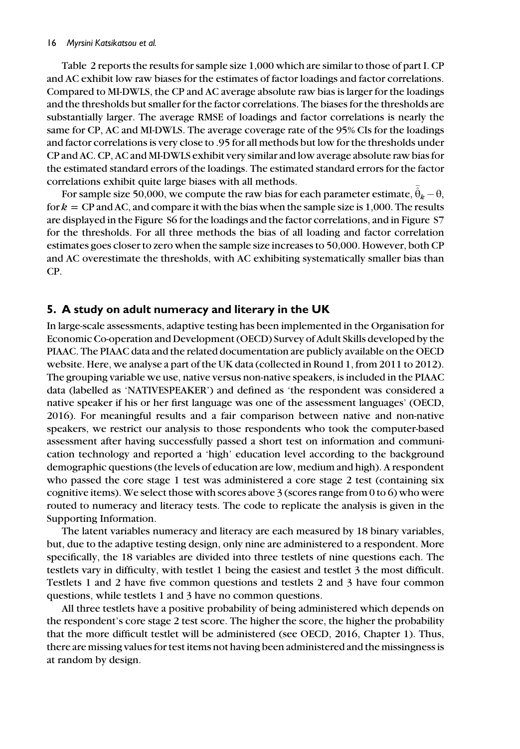Table 2 reports the results for sample size 1,000 which are similar to those of part I. CP and AC exhibit low raw biases for the estimates of factor loadings and factor correlations. Compared to MI-DWLS, the CP and AC average absolute raw bias is larger for the loadings and the thresholds but smaller for the factor correlations. The biases for the thresholds are substantially larger. The average RMSE of loadings and factor correlations is nearly the same for CP, AC and MI-DWLS. The average coverage rate of the 95% CIs for the loadings and factor correlations is very close to .95 for all methods but low for the thresholds under CP and AC. CP, AC and MI-DWLS exhibit very similar and low average absolute raw bias for the estimated standard errors of the loadings. The estimated standard errors for the factor correlations exhibit quite large biases with all methods.

For sample size 50,000, we compute the raw bias for each parameter estimate, $\bar{\hat{\theta}}_k - \theta$, for $k$ = CP and AC, and compare it with the bias when the sample size is 1,000. The results are displayed in the Figure S6 for the loadings and the factor correlations, and in Figure S7 for the thresholds. For all three methods the bias of all loading and factor correlation estimates goes closer to zero when the sample size increases to 50,000. However, both CP and AC overestimate the thresholds, with AC exhibiting systematically smaller bias than CP.

## 5. A study on adult numeracy and literary in the UK

In large-scale assessments, adaptive testing has been implemented in the Organisation for Economic Co-operation and Development (OECD) Survey of Adult Skills developed by the PIAAC. The PIAAC data and the related documentation are publicly available on the OECD website. Here, we analyse a part of the UK data (collected in Round 1, from 2011 to 2012). The grouping variable we use, native versus non-native speakers, is included in the PIAAC data (labelled as 'NATIVESPEAKER') and defined as 'the respondent was considered a native speaker if his or her first language was one of the assessment languages' (OECD, 2016). For meaningful results and a fair comparison between native and non-native speakers, we restrict our analysis to those respondents who took the computer-based assessment after having successfully passed a short test on information and communication technology and reported a 'high' education level according to the background demographic questions (the levels of education are low, medium and high). A respondent who passed the core stage 1 test was administered a core stage 2 test (containing six cognitive items). We select those with scores above 3 (scores range from 0 to 6) who were routed to numeracy and literacy tests. The code to replicate the analysis is given in the Supporting Information.

The latent variables numeracy and literacy are each measured by 18 binary variables, but, due to the adaptive testing design, only nine are administered to a respondent. More specifically, the 18 variables are divided into three testlets of nine questions each. The testlets vary in difficulty, with testlet 1 being the easiest and testlet 3 the most difficult. Testlets 1 and 2 have five common questions and testlets 2 and 3 have four common questions, while testlets 1 and 3 have no common questions.

All three testlets have a positive probability of being administered which depends on the respondent's core stage 2 test score. The higher the score, the higher the probability that the more difficult testlet will be administered (see OECD, 2016, Chapter 1). Thus, there are missing values for test items not having been administered and the missingness is at random by design.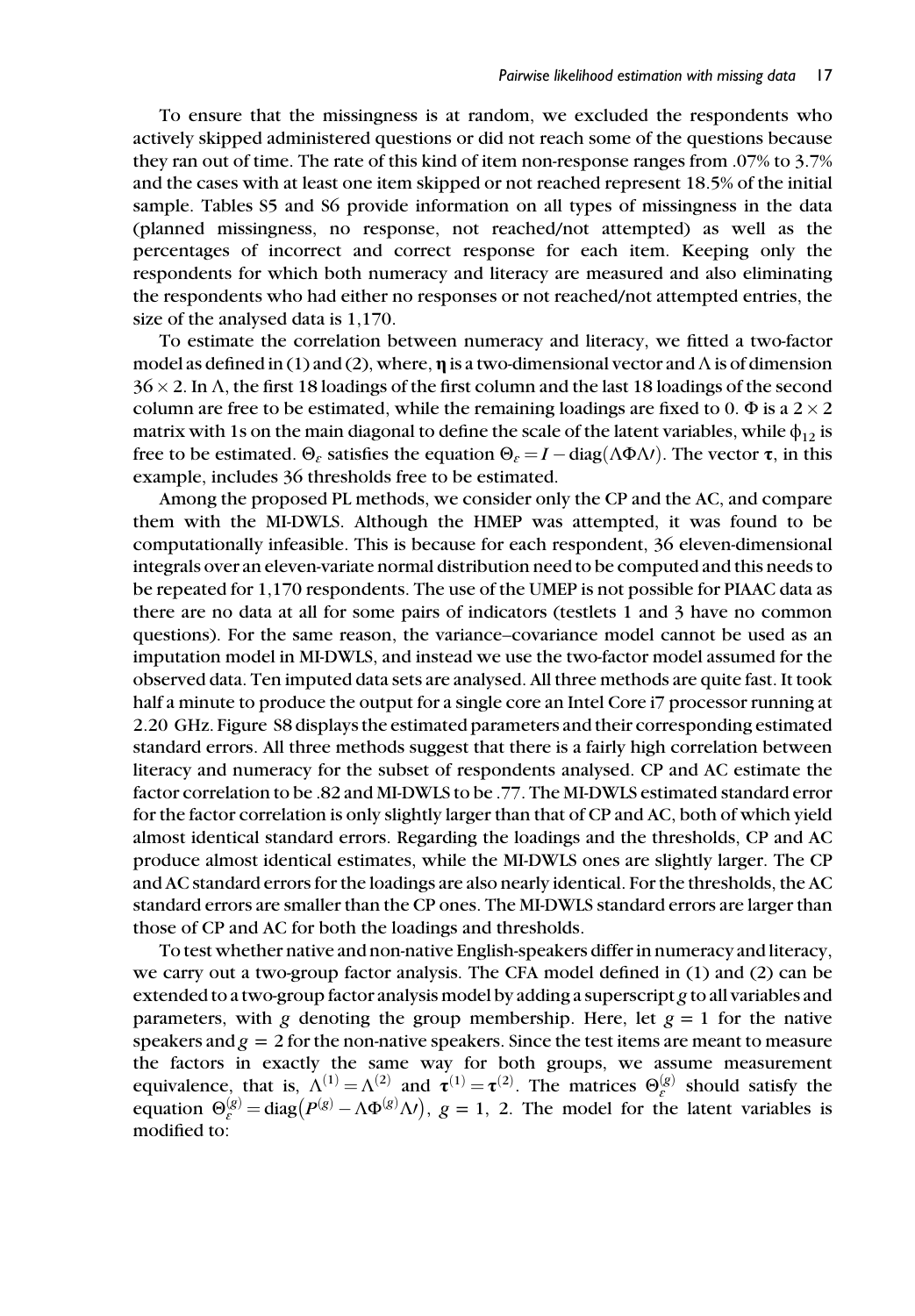To ensure that the missingness is at random, we excluded the respondents who actively skipped administered questions or did not reach some of the questions because they ran out of time. The rate of this kind of item non-response ranges from .07% to 3.7% and the cases with at least one item skipped or not reached represent 18.5% of the initial sample. Tables S5 and S6 provide information on all types of missingness in the data (planned missingness, no response, not reached/not attempted) as well as the percentages of incorrect and correct response for each item. Keeping only the respondents for which both numeracy and literacy are measured and also eliminating the respondents who had either no responses or not reached/not attempted entries, the size of the analysed data is 1,170.

To estimate the correlation between numeracy and literacy, we fitted a two-factor model as defined in (1) and (2), where, $\boldsymbol{\eta}$ is a two-dimensional vector and $\Lambda$ is of dimension $36 \times 2$. In $\Lambda$, the first 18 loadings of the first column and the last 18 loadings of the second column are free to be estimated, while the remaining loadings are fixed to 0. $\Phi$ is a $2 \times 2$ matrix with 1s on the main diagonal to define the scale of the latent variables, while $\phi_{12}$ is free to be estimated. $\Theta_\varepsilon$ satisfies the equation $\Theta_\varepsilon = I - \text{diag}(\Lambda\Phi\Lambda\prime)$. The vector $\boldsymbol{\tau}$, in this example, includes 36 thresholds free to be estimated.

Among the proposed PL methods, we consider only the CP and the AC, and compare them with the MI-DWLS. Although the HMEP was attempted, it was found to be computationally infeasible. This is because for each respondent, 36 eleven-dimensional integrals over an eleven-variate normal distribution need to be computed and this needs to be repeated for 1,170 respondents. The use of the UMEP is not possible for PIAAC data as there are no data at all for some pairs of indicators (testlets 1 and 3 have no common questions). For the same reason, the variance–covariance model cannot be used as an imputation model in MI-DWLS, and instead we use the two-factor model assumed for the observed data. Ten imputed data sets are analysed. All three methods are quite fast. It took half a minute to produce the output for a single core an Intel Core i7 processor running at 2.20 GHz. Figure S8 displays the estimated parameters and their corresponding estimated standard errors. All three methods suggest that there is a fairly high correlation between literacy and numeracy for the subset of respondents analysed. CP and AC estimate the factor correlation to be .82 and MI-DWLS to be .77. The MI-DWLS estimated standard error for the factor correlation is only slightly larger than that of CP and AC, both of which yield almost identical standard errors. Regarding the loadings and the thresholds, CP and AC produce almost identical estimates, while the MI-DWLS ones are slightly larger. The CP and AC standard errors for the loadings are also nearly identical. For the thresholds, the AC standard errors are smaller than the CP ones. The MI-DWLS standard errors are larger than those of CP and AC for both the loadings and thresholds.

To test whether native and non-native English-speakers differ in numeracy and literacy, we carry out a two-group factor analysis. The CFA model defined in (1) and (2) can be extended to a two-group factor analysis model by adding a superscript $g$ to all variables and parameters, with $g$ denoting the group membership. Here, let $g = 1$ for the native speakers and $g = 2$ for the non-native speakers. Since the test items are meant to measure the factors in exactly the same way for both groups, we assume measurement equivalence, that is, $\Lambda^{(1)} = \Lambda^{(2)}$ and $\boldsymbol{\tau}^{(1)} = \boldsymbol{\tau}^{(2)}$. The matrices $\Theta_\varepsilon^{(g)}$ should satisfy the equation $\Theta_\varepsilon^{(g)} = \text{diag}\left(P^{(g)} - \Lambda\Phi^{(g)}\Lambda\prime\right)$, $g = 1, 2$. The model for the latent variables is modified to: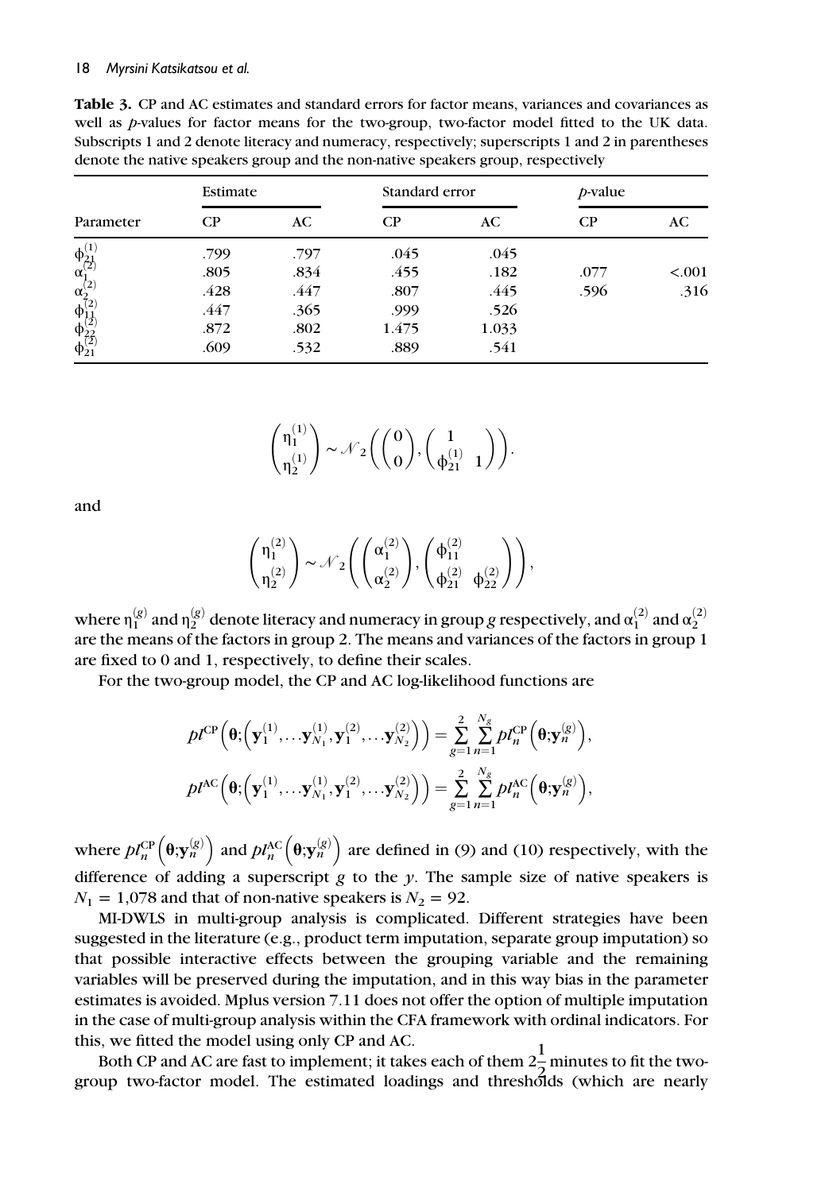**Table 3.** CP and AC estimates and standard errors for factor means, variances and covariances as well as *p*-values for factor means for the two-group, two-factor model fitted to the UK data. Subscripts 1 and 2 denote literacy and numeracy, respectively; superscripts 1 and 2 in parentheses denote the native speakers group and the non-native speakers group, respectively

| | Estimate | | Standard error | | *p*-value | |
|---|---|---|---|---|---|---|
| Parameter | CP | AC | CP | AC | CP | AC |
| $\phi_{21}^{(1)}$ | .799 | .797 | .045 | .045 | | |
| $\alpha_1^{(2)}$ | .805 | .834 | .455 | .182 | .077 | <.001 |
| $\alpha_2^{(2)}$ | .428 | .447 | .807 | .445 | .596 | .316 |
| $\phi_{11}^{(2)}$ | .447 | .365 | .999 | .526 | | |
| $\phi_{22}^{(2)}$ | .872 | .802 | 1.475 | 1.033 | | |
| $\phi_{21}^{(2)}$ | .609 | .532 | .889 | .541 | | |

$$\begin{pmatrix} \eta_1^{(1)} \\ \eta_2^{(1)} \end{pmatrix} \sim \mathcal{N}_2\left( \begin{pmatrix} 0 \\ 0 \end{pmatrix}, \begin{pmatrix} 1 & \\ \phi_{21}^{(1)} & 1 \end{pmatrix} \right).$$

and

$$\begin{pmatrix} \eta_1^{(2)} \\ \eta_2^{(2)} \end{pmatrix} \sim \mathcal{N}_2\left( \begin{pmatrix} \alpha_1^{(2)} \\ \alpha_2^{(2)} \end{pmatrix}, \begin{pmatrix} \phi_{11}^{(2)} & \\ \phi_{21}^{(2)} & \phi_{22}^{(2)} \end{pmatrix} \right),$$

where $\eta_1^{(g)}$ and $\eta_2^{(g)}$ denote literacy and numeracy in group $g$ respectively, and $\alpha_1^{(2)}$ and $\alpha_2^{(2)}$ are the means of the factors in group 2. The means and variances of the factors in group 1 are fixed to 0 and 1, respectively, to define their scales.

For the two-group model, the CP and AC log-likelihood functions are

$$pl^{\text{CP}}\left(\boldsymbol{\theta};\left(\mathbf{y}_1^{(1)},\ldots\mathbf{y}_{N_1}^{(1)},\mathbf{y}_1^{(2)},\ldots\mathbf{y}_{N_2}^{(2)}\right)\right) = \sum_{g=1}^{2}\sum_{n=1}^{N_g} pl_n^{\text{CP}}\left(\boldsymbol{\theta};\mathbf{y}_n^{(g)}\right),$$

$$pl^{\text{AC}}\left(\boldsymbol{\theta};\left(\mathbf{y}_1^{(1)},\ldots\mathbf{y}_{N_1}^{(1)},\mathbf{y}_1^{(2)},\ldots\mathbf{y}_{N_2}^{(2)}\right)\right) = \sum_{g=1}^{2}\sum_{n=1}^{N_g} pl_n^{\text{AC}}\left(\boldsymbol{\theta};\mathbf{y}_n^{(g)}\right),$$

where $pl_n^{\text{CP}}\left(\boldsymbol{\theta};\mathbf{y}_n^{(g)}\right)$ and $pl_n^{\text{AC}}\left(\boldsymbol{\theta};\mathbf{y}_n^{(g)}\right)$ are defined in (9) and (10) respectively, with the difference of adding a superscript $g$ to the $y$. The sample size of native speakers is $N_1 = 1{,}078$ and that of non-native speakers is $N_2 = 92$.

MI-DWLS in multi-group analysis is complicated. Different strategies have been suggested in the literature (e.g., product term imputation, separate group imputation) so that possible interactive effects between the grouping variable and the remaining variables will be preserved during the imputation, and in this way bias in the parameter estimates is avoided. Mplus version 7.11 does not offer the option of multiple imputation in the case of multi-group analysis within the CFA framework with ordinal indicators. For this, we fitted the model using only CP and AC.

Both CP and AC are fast to implement; it takes each of them $2\frac{1}{2}$ minutes to fit the two-group two-factor model. The estimated loadings and thresholds (which are nearly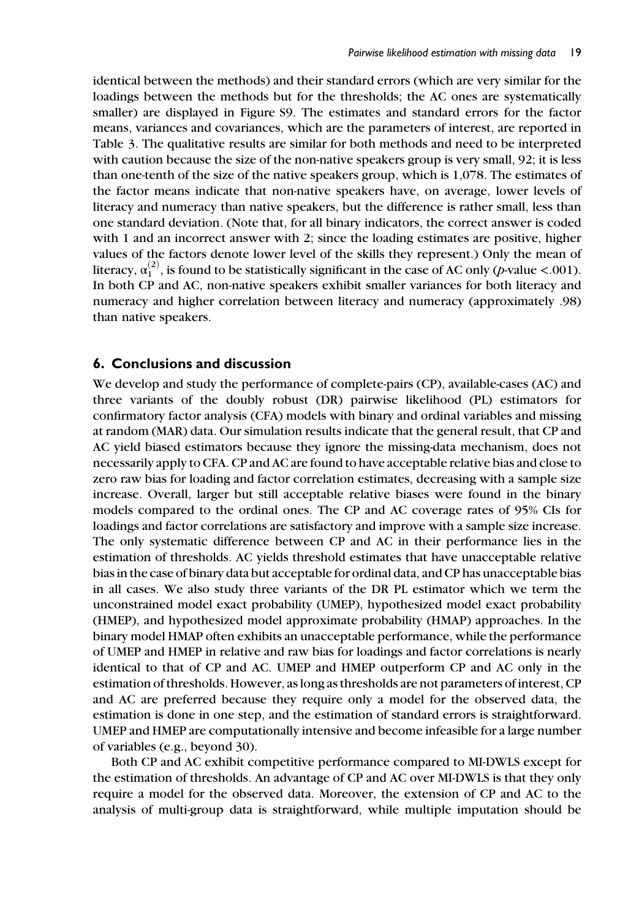identical between the methods) and their standard errors (which are very similar for the loadings between the methods but for the thresholds; the AC ones are systematically smaller) are displayed in Figure S9. The estimates and standard errors for the factor means, variances and covariances, which are the parameters of interest, are reported in Table 3. The qualitative results are similar for both methods and need to be interpreted with caution because the size of the non-native speakers group is very small, 92; it is less than one-tenth of the size of the native speakers group, which is 1,078. The estimates of the factor means indicate that non-native speakers have, on average, lower levels of literacy and numeracy than native speakers, but the difference is rather small, less than one standard deviation. (Note that, for all binary indicators, the correct answer is coded with 1 and an incorrect answer with 2; since the loading estimates are positive, higher values of the factors denote lower level of the skills they represent.) Only the mean of literacy, $\alpha_1^{(2)}$, is found to be statistically significant in the case of AC only (*p*-value <.001). In both CP and AC, non-native speakers exhibit smaller variances for both literacy and numeracy and higher correlation between literacy and numeracy (approximately .98) than native speakers.

## 6. Conclusions and discussion

We develop and study the performance of complete-pairs (CP), available-cases (AC) and three variants of the doubly robust (DR) pairwise likelihood (PL) estimators for confirmatory factor analysis (CFA) models with binary and ordinal variables and missing at random (MAR) data. Our simulation results indicate that the general result, that CP and AC yield biased estimators because they ignore the missing-data mechanism, does not necessarily apply to CFA. CP and AC are found to have acceptable relative bias and close to zero raw bias for loading and factor correlation estimates, decreasing with a sample size increase. Overall, larger but still acceptable relative biases were found in the binary models compared to the ordinal ones. The CP and AC coverage rates of 95% CIs for loadings and factor correlations are satisfactory and improve with a sample size increase. The only systematic difference between CP and AC in their performance lies in the estimation of thresholds. AC yields threshold estimates that have unacceptable relative bias in the case of binary data but acceptable for ordinal data, and CP has unacceptable bias in all cases. We also study three variants of the DR PL estimator which we term the unconstrained model exact probability (UMEP), hypothesized model exact probability (HMEP), and hypothesized model approximate probability (HMAP) approaches. In the binary model HMAP often exhibits an unacceptable performance, while the performance of UMEP and HMEP in relative and raw bias for loadings and factor correlations is nearly identical to that of CP and AC. UMEP and HMEP outperform CP and AC only in the estimation of thresholds. However, as long as thresholds are not parameters of interest, CP and AC are preferred because they require only a model for the observed data, the estimation is done in one step, and the estimation of standard errors is straightforward. UMEP and HMEP are computationally intensive and become infeasible for a large number of variables (e.g., beyond 30).

Both CP and AC exhibit competitive performance compared to MI-DWLS except for the estimation of thresholds. An advantage of CP and AC over MI-DWLS is that they only require a model for the observed data. Moreover, the extension of CP and AC to the analysis of multi-group data is straightforward, while multiple imputation should be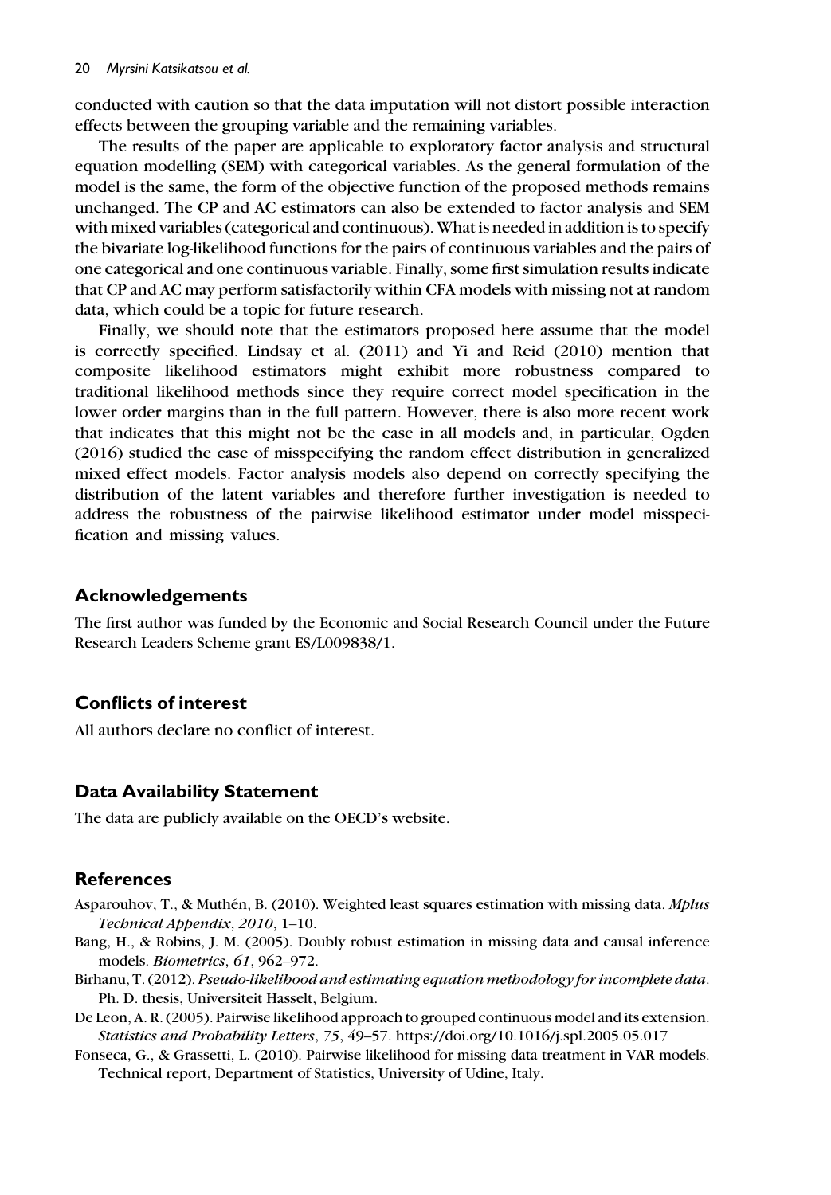conducted with caution so that the data imputation will not distort possible interaction effects between the grouping variable and the remaining variables.

The results of the paper are applicable to exploratory factor analysis and structural equation modelling (SEM) with categorical variables. As the general formulation of the model is the same, the form of the objective function of the proposed methods remains unchanged. The CP and AC estimators can also be extended to factor analysis and SEM with mixed variables (categorical and continuous). What is needed in addition is to specify the bivariate log-likelihood functions for the pairs of continuous variables and the pairs of one categorical and one continuous variable. Finally, some first simulation results indicate that CP and AC may perform satisfactorily within CFA models with missing not at random data, which could be a topic for future research.

Finally, we should note that the estimators proposed here assume that the model is correctly specified. Lindsay et al. (2011) and Yi and Reid (2010) mention that composite likelihood estimators might exhibit more robustness compared to traditional likelihood methods since they require correct model specification in the lower order margins than in the full pattern. However, there is also more recent work that indicates that this might not be the case in all models and, in particular, Ogden (2016) studied the case of misspecifying the random effect distribution in generalized mixed effect models. Factor analysis models also depend on correctly specifying the distribution of the latent variables and therefore further investigation is needed to address the robustness of the pairwise likelihood estimator under model misspecification and missing values.

## Acknowledgements

The first author was funded by the Economic and Social Research Council under the Future Research Leaders Scheme grant ES/L009838/1.

## Conflicts of interest

All authors declare no conflict of interest.

## Data Availability Statement

The data are publicly available on the OECD's website.

## References

Asparouhov, T., & Muthén, B. (2010). Weighted least squares estimation with missing data. *Mplus Technical Appendix*, *2010*, 1–10.

Bang, H., & Robins, J. M. (2005). Doubly robust estimation in missing data and causal inference models. *Biometrics*, *61*, 962–972.

Birhanu, T. (2012). *Pseudo-likelihood and estimating equation methodology for incomplete data*. Ph. D. thesis, Universiteit Hasselt, Belgium.

De Leon, A. R. (2005). Pairwise likelihood approach to grouped continuous model and its extension. *Statistics and Probability Letters*, *75*, 49–57. https://doi.org/10.1016/j.spl.2005.05.017

Fonseca, G., & Grassetti, L. (2010). Pairwise likelihood for missing data treatment in VAR models. Technical report, Department of Statistics, University of Udine, Italy.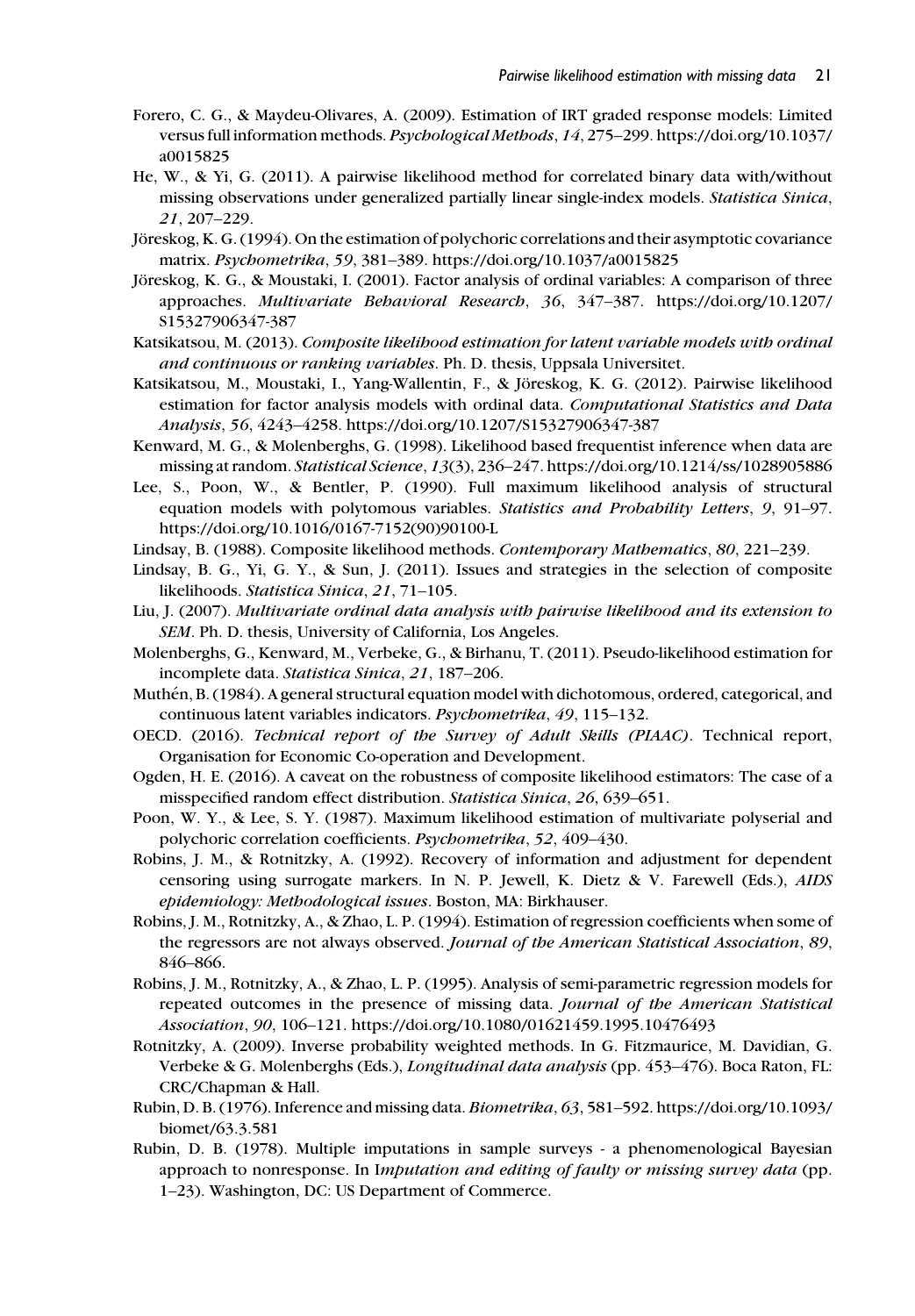Forero, C. G., & Maydeu-Olivares, A. (2009). Estimation of IRT graded response models: Limited versus full information methods. *Psychological Methods*, *14*, 275–299. https://doi.org/10.1037/a0015825

He, W., & Yi, G. (2011). A pairwise likelihood method for correlated binary data with/without missing observations under generalized partially linear single-index models. *Statistica Sinica*, *21*, 207–229.

Jöreskog, K. G. (1994). On the estimation of polychoric correlations and their asymptotic covariance matrix. *Psychometrika*, *59*, 381–389. https://doi.org/10.1037/a0015825

Jöreskog, K. G., & Moustaki, I. (2001). Factor analysis of ordinal variables: A comparison of three approaches. *Multivariate Behavioral Research*, *36*, 347–387. https://doi.org/10.1207/S15327906347-387

Katsikatsou, M. (2013). *Composite likelihood estimation for latent variable models with ordinal and continuous or ranking variables*. Ph. D. thesis, Uppsala Universitet.

Katsikatsou, M., Moustaki, I., Yang-Wallentin, F., & Jöreskog, K. G. (2012). Pairwise likelihood estimation for factor analysis models with ordinal data. *Computational Statistics and Data Analysis*, *56*, 4243–4258. https://doi.org/10.1207/S15327906347-387

Kenward, M. G., & Molenberghs, G. (1998). Likelihood based frequentist inference when data are missing at random. *Statistical Science*, *13*(3), 236–247. https://doi.org/10.1214/ss/1028905886

Lee, S., Poon, W., & Bentler, P. (1990). Full maximum likelihood analysis of structural equation models with polytomous variables. *Statistics and Probability Letters*, *9*, 91–97. https://doi.org/10.1016/0167-7152(90)90100-L

Lindsay, B. (1988). Composite likelihood methods. *Contemporary Mathematics*, *80*, 221–239.

Lindsay, B. G., Yi, G. Y., & Sun, J. (2011). Issues and strategies in the selection of composite likelihoods. *Statistica Sinica*, *21*, 71–105.

Liu, J. (2007). *Multivariate ordinal data analysis with pairwise likelihood and its extension to SEM*. Ph. D. thesis, University of California, Los Angeles.

Molenberghs, G., Kenward, M., Verbeke, G., & Birhanu, T. (2011). Pseudo-likelihood estimation for incomplete data. *Statistica Sinica*, *21*, 187–206.

Muthén, B. (1984). A general structural equation model with dichotomous, ordered, categorical, and continuous latent variables indicators. *Psychometrika*, *49*, 115–132.

OECD. (2016). *Technical report of the Survey of Adult Skills (PIAAC)*. Technical report, Organisation for Economic Co-operation and Development.

Ogden, H. E. (2016). A caveat on the robustness of composite likelihood estimators: The case of a misspecified random effect distribution. *Statistica Sinica*, *26*, 639–651.

Poon, W. Y., & Lee, S. Y. (1987). Maximum likelihood estimation of multivariate polyserial and polychoric correlation coefficients. *Psychometrika*, *52*, 409–430.

Robins, J. M., & Rotnitzky, A. (1992). Recovery of information and adjustment for dependent censoring using surrogate markers. In N. P. Jewell, K. Dietz & V. Farewell (Eds.), *AIDS epidemiology: Methodological issues*. Boston, MA: Birkhauser.

Robins, J. M., Rotnitzky, A., & Zhao, L. P. (1994). Estimation of regression coefficients when some of the regressors are not always observed. *Journal of the American Statistical Association*, *89*, 846–866.

Robins, J. M., Rotnitzky, A., & Zhao, L. P. (1995). Analysis of semi-parametric regression models for repeated outcomes in the presence of missing data. *Journal of the American Statistical Association*, *90*, 106–121. https://doi.org/10.1080/01621459.1995.10476493

Rotnitzky, A. (2009). Inverse probability weighted methods. In G. Fitzmaurice, M. Davidian, G. Verbeke & G. Molenberghs (Eds.), *Longitudinal data analysis* (pp. 453–476). Boca Raton, FL: CRC/Chapman & Hall.

Rubin, D. B. (1976). Inference and missing data. *Biometrika*, *63*, 581–592. https://doi.org/10.1093/biomet/63.3.581

Rubin, D. B. (1978). Multiple imputations in sample surveys - a phenomenological Bayesian approach to nonresponse. In I*mputation and editing of faulty or missing survey data* (pp. 1–23). Washington, DC: US Department of Commerce.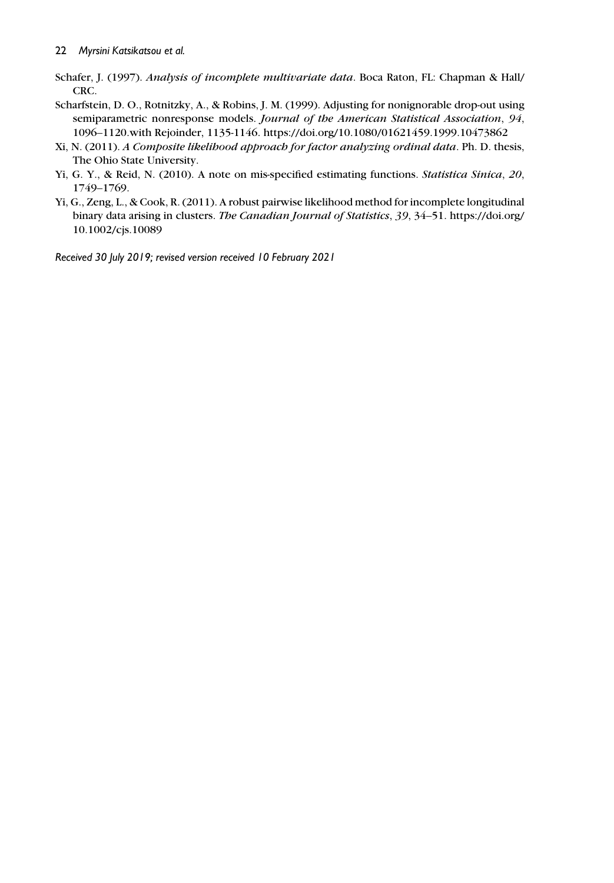Schafer, J. (1997). *Analysis of incomplete multivariate data*. Boca Raton, FL: Chapman & Hall/CRC.

Scharfstein, D. O., Rotnitzky, A., & Robins, J. M. (1999). Adjusting for nonignorable drop-out using semiparametric nonresponse models. *Journal of the American Statistical Association*, *94*, 1096–1120.with Rejoinder, 1135-1146. https://doi.org/10.1080/01621459.1999.10473862

Xi, N. (2011). *A Composite likelihood approach for factor analyzing ordinal data*. Ph. D. thesis, The Ohio State University.

Yi, G. Y., & Reid, N. (2010). A note on mis-specified estimating functions. *Statistica Sinica*, *20*, 1749–1769.

Yi, G., Zeng, L., & Cook, R. (2011). A robust pairwise likelihood method for incomplete longitudinal binary data arising in clusters. *The Canadian Journal of Statistics*, *39*, 34–51. https://doi.org/10.1002/cjs.10089

*Received 30 July 2019; revised version received 10 February 2021*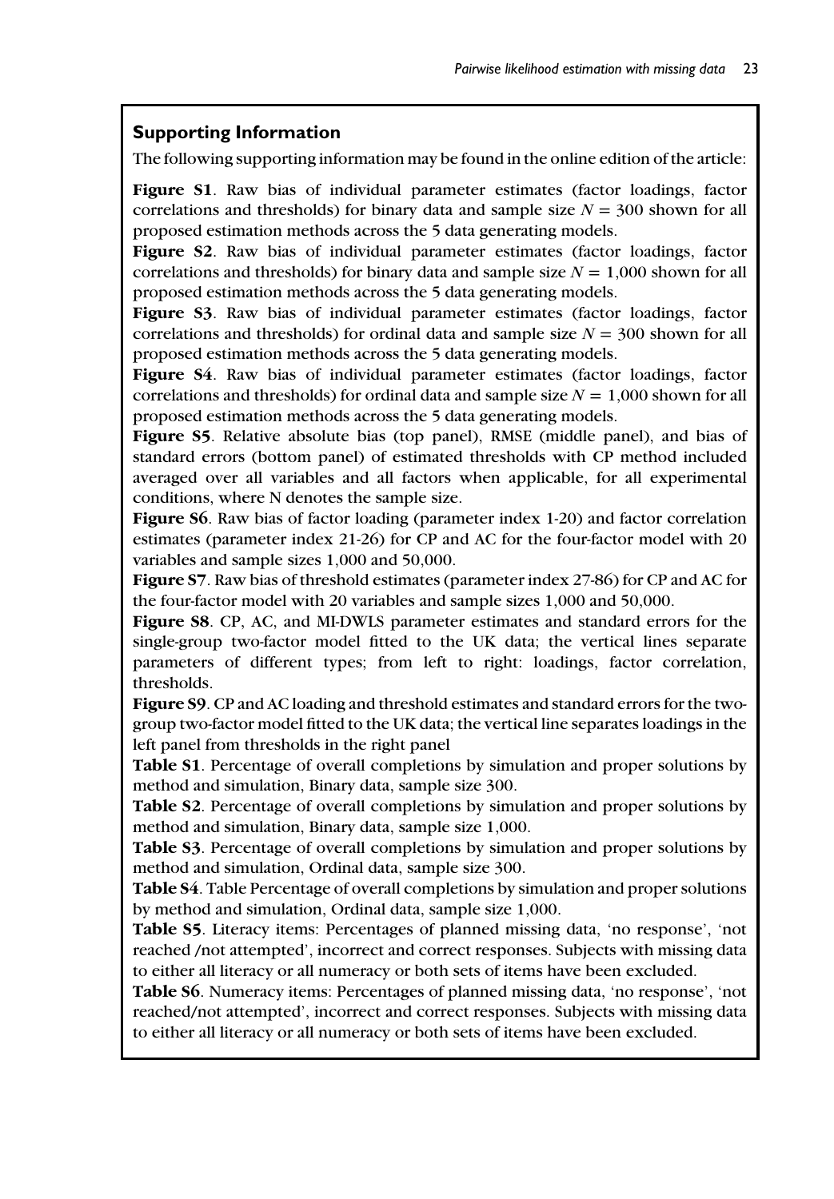## Supporting Information

The following supporting information may be found in the online edition of the article:

**Figure S1**. Raw bias of individual parameter estimates (factor loadings, factor correlations and thresholds) for binary data and sample size $N = 300$ shown for all proposed estimation methods across the 5 data generating models.

**Figure S2**. Raw bias of individual parameter estimates (factor loadings, factor correlations and thresholds) for binary data and sample size $N = 1{,}000$ shown for all proposed estimation methods across the 5 data generating models.

**Figure S3**. Raw bias of individual parameter estimates (factor loadings, factor correlations and thresholds) for ordinal data and sample size $N = 300$ shown for all proposed estimation methods across the 5 data generating models.

**Figure S4**. Raw bias of individual parameter estimates (factor loadings, factor correlations and thresholds) for ordinal data and sample size $N = 1{,}000$ shown for all proposed estimation methods across the 5 data generating models.

**Figure S5**. Relative absolute bias (top panel), RMSE (middle panel), and bias of standard errors (bottom panel) of estimated thresholds with CP method included averaged over all variables and all factors when applicable, for all experimental conditions, where N denotes the sample size.

**Figure S6**. Raw bias of factor loading (parameter index 1-20) and factor correlation estimates (parameter index 21-26) for CP and AC for the four-factor model with 20 variables and sample sizes 1,000 and 50,000.

**Figure S7**. Raw bias of threshold estimates (parameter index 27-86) for CP and AC for the four-factor model with 20 variables and sample sizes 1,000 and 50,000.

**Figure S8**. CP, AC, and MI-DWLS parameter estimates and standard errors for the single-group two-factor model fitted to the UK data; the vertical lines separate parameters of different types; from left to right: loadings, factor correlation, thresholds.

**Figure S9**. CP and AC loading and threshold estimates and standard errors for the two-group two-factor model fitted to the UK data; the vertical line separates loadings in the left panel from thresholds in the right panel

**Table S1**. Percentage of overall completions by simulation and proper solutions by method and simulation, Binary data, sample size 300.

**Table S2**. Percentage of overall completions by simulation and proper solutions by method and simulation, Binary data, sample size 1,000.

**Table S3**. Percentage of overall completions by simulation and proper solutions by method and simulation, Ordinal data, sample size 300.

**Table S4**. Table Percentage of overall completions by simulation and proper solutions by method and simulation, Ordinal data, sample size 1,000.

**Table S5**. Literacy items: Percentages of planned missing data, 'no response', 'not reached /not attempted', incorrect and correct responses. Subjects with missing data to either all literacy or all numeracy or both sets of items have been excluded.

**Table S6**. Numeracy items: Percentages of planned missing data, 'no response', 'not reached/not attempted', incorrect and correct responses. Subjects with missing data to either all literacy or all numeracy or both sets of items have been excluded.